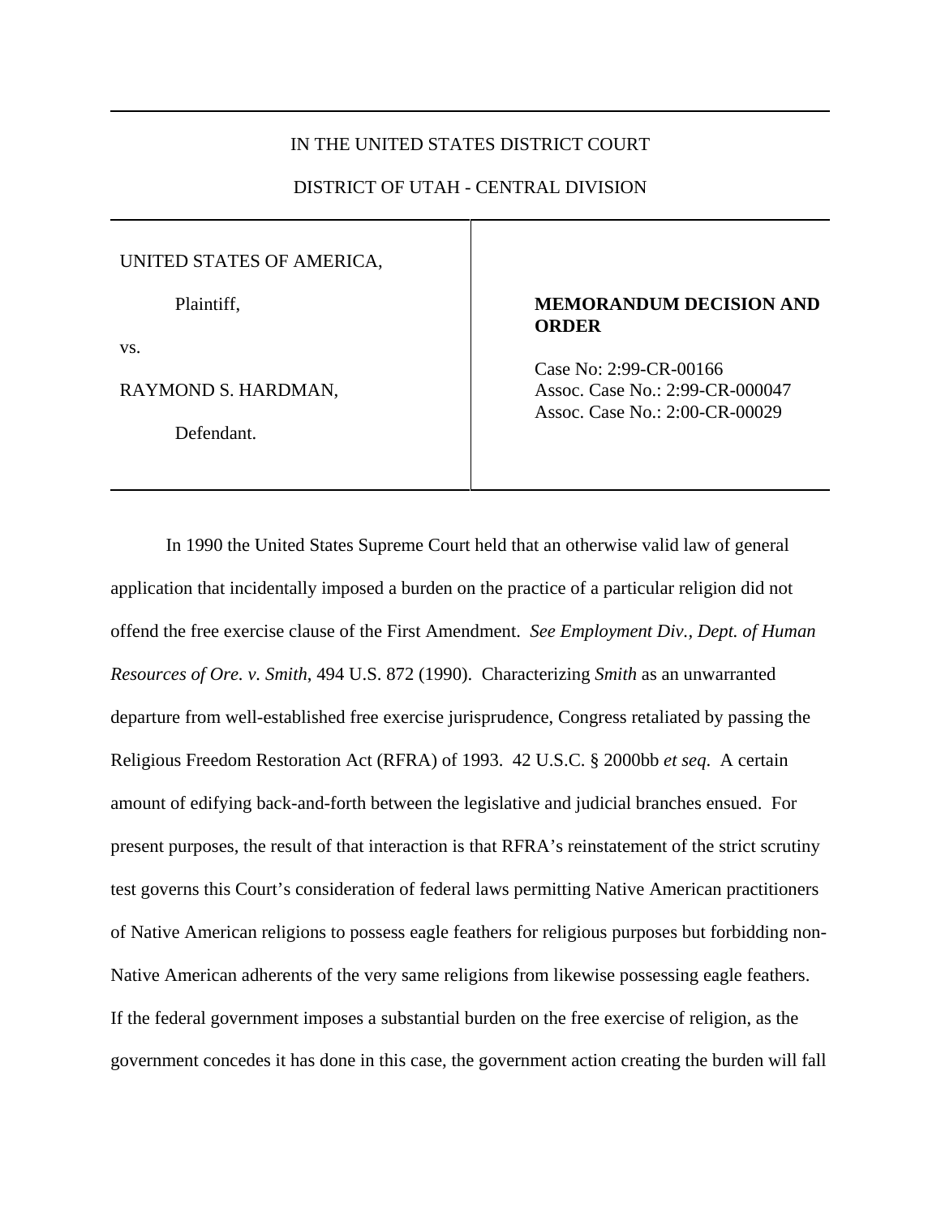IN THE UNITED STATES DISTRICT COURT

DISTRICT OF UTAH - CENTRAL DIVISION

| | |
|---|---|
| UNITED STATES OF AMERICA,<br><br>Plaintiff,<br><br>vs.<br><br>RAYMOND S. HARDMAN,<br><br>Defendant. | **MEMORANDUM DECISION AND ORDER**<br><br>Case No: 2:99-CR-00166<br>Assoc. Case No.: 2:99-CR-000047<br>Assoc. Case No.: 2:00-CR-00029 |

In 1990 the United States Supreme Court held that an otherwise valid law of general application that incidentally imposed a burden on the practice of a particular religion did not offend the free exercise clause of the First Amendment. *See Employment Div., Dept. of Human Resources of Ore. v. Smith*, 494 U.S. 872 (1990). Characterizing *Smith* as an unwarranted departure from well-established free exercise jurisprudence, Congress retaliated by passing the Religious Freedom Restoration Act (RFRA) of 1993. 42 U.S.C. § 2000bb *et seq*. A certain amount of edifying back-and-forth between the legislative and judicial branches ensued. For present purposes, the result of that interaction is that RFRA's reinstatement of the strict scrutiny test governs this Court's consideration of federal laws permitting Native American practitioners of Native American religions to possess eagle feathers for religious purposes but forbidding non-Native American adherents of the very same religions from likewise possessing eagle feathers. If the federal government imposes a substantial burden on the free exercise of religion, as the government concedes it has done in this case, the government action creating the burden will fall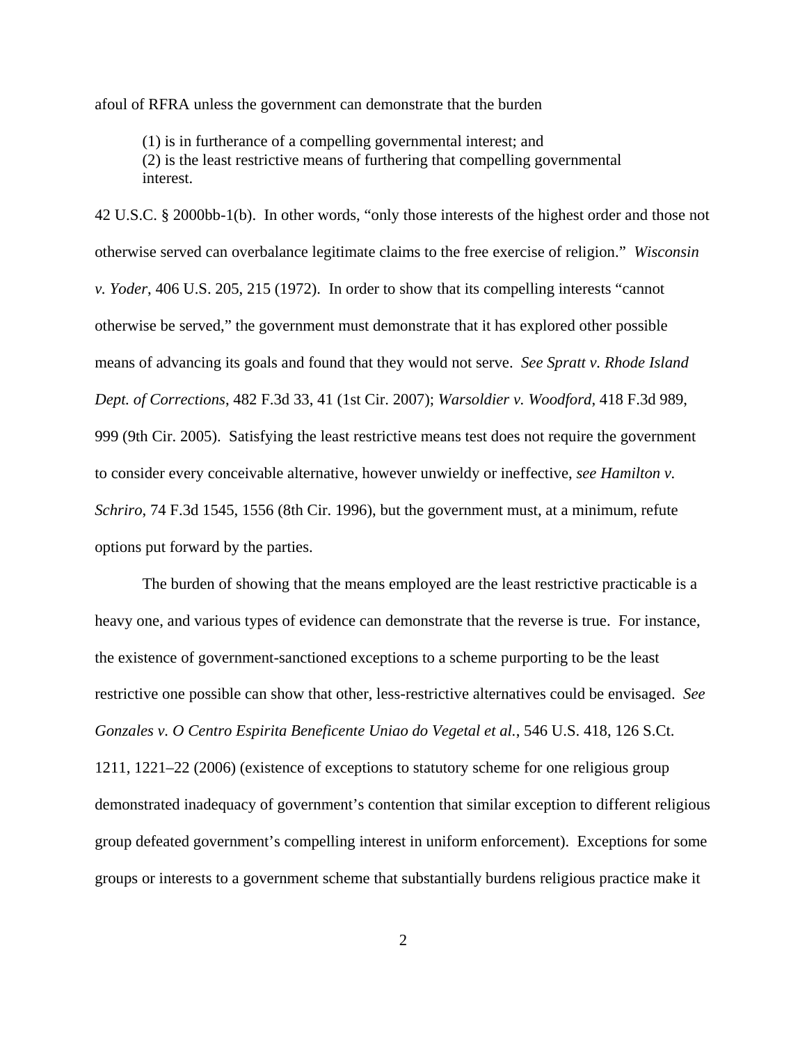afoul of RFRA unless the government can demonstrate that the burden

> (1) is in furtherance of a compelling governmental interest; and
> (2) is the least restrictive means of furthering that compelling governmental interest.

42 U.S.C. § 2000bb-1(b). In other words, "only those interests of the highest order and those not otherwise served can overbalance legitimate claims to the free exercise of religion." *Wisconsin v. Yoder*, 406 U.S. 205, 215 (1972). In order to show that its compelling interests "cannot otherwise be served," the government must demonstrate that it has explored other possible means of advancing its goals and found that they would not serve. *See Spratt v. Rhode Island Dept. of Corrections*, 482 F.3d 33, 41 (1st Cir. 2007); *Warsoldier v. Woodford*, 418 F.3d 989, 999 (9th Cir. 2005). Satisfying the least restrictive means test does not require the government to consider every conceivable alternative, however unwieldy or ineffective, *see Hamilton v. Schriro*, 74 F.3d 1545, 1556 (8th Cir. 1996), but the government must, at a minimum, refute options put forward by the parties.

The burden of showing that the means employed are the least restrictive practicable is a heavy one, and various types of evidence can demonstrate that the reverse is true. For instance, the existence of government-sanctioned exceptions to a scheme purporting to be the least restrictive one possible can show that other, less-restrictive alternatives could be envisaged. *See Gonzales v. O Centro Espirita Beneficente Uniao do Vegetal et al.*, 546 U.S. 418, 126 S.Ct. 1211, 1221–22 (2006) (existence of exceptions to statutory scheme for one religious group demonstrated inadequacy of government's contention that similar exception to different religious group defeated government's compelling interest in uniform enforcement). Exceptions for some groups or interests to a government scheme that substantially burdens religious practice make it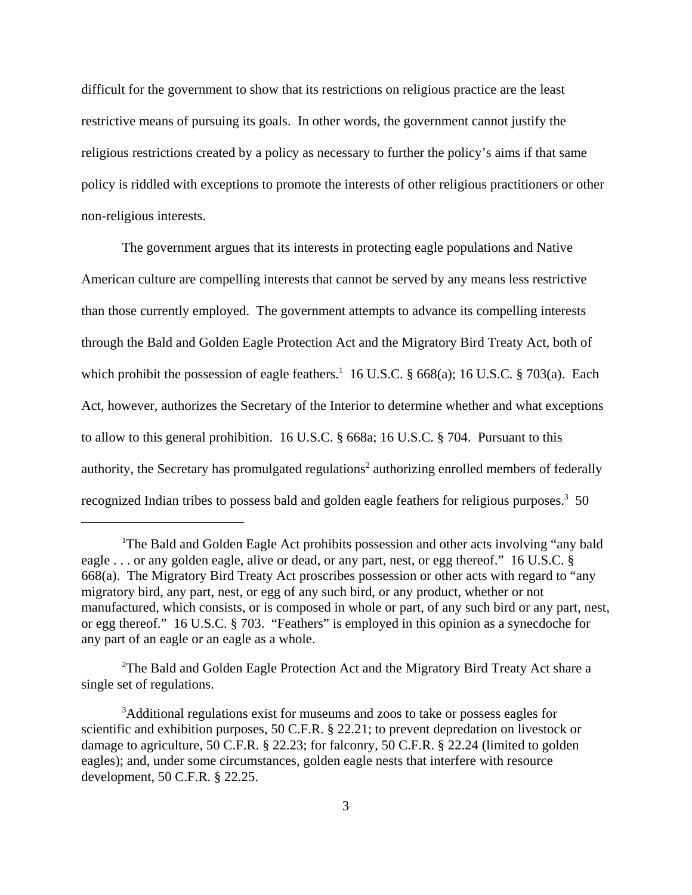difficult for the government to show that its restrictions on religious practice are the least restrictive means of pursuing its goals. In other words, the government cannot justify the religious restrictions created by a policy as necessary to further the policy's aims if that same policy is riddled with exceptions to promote the interests of other religious practitioners or other non-religious interests.

The government argues that its interests in protecting eagle populations and Native American culture are compelling interests that cannot be served by any means less restrictive than those currently employed. The government attempts to advance its compelling interests through the Bald and Golden Eagle Protection Act and the Migratory Bird Treaty Act, both of which prohibit the possession of eagle feathers.[1] 16 U.S.C. § 668(a); 16 U.S.C. § 703(a). Each Act, however, authorizes the Secretary of the Interior to determine whether and what exceptions to allow to this general prohibition. 16 U.S.C. § 668a; 16 U.S.C. § 704. Pursuant to this authority, the Secretary has promulgated regulations[2] authorizing enrolled members of federally recognized Indian tribes to possess bald and golden eagle feathers for religious purposes.[3] 50

---

[1]The Bald and Golden Eagle Act prohibits possession and other acts involving "any bald eagle . . . or any golden eagle, alive or dead, or any part, nest, or egg thereof." 16 U.S.C. § 668(a). The Migratory Bird Treaty Act proscribes possession or other acts with regard to "any migratory bird, any part, nest, or egg of any such bird, or any product, whether or not manufactured, which consists, or is composed in whole or part, of any such bird or any part, nest, or egg thereof." 16 U.S.C. § 703. "Feathers" is employed in this opinion as a synecdoche for any part of an eagle or an eagle as a whole.

[2]The Bald and Golden Eagle Protection Act and the Migratory Bird Treaty Act share a single set of regulations.

[3]Additional regulations exist for museums and zoos to take or possess eagles for scientific and exhibition purposes, 50 C.F.R. § 22.21; to prevent depredation on livestock or damage to agriculture, 50 C.F.R. § 22.23; for falconry, 50 C.F.R. § 22.24 (limited to golden eagles); and, under some circumstances, golden eagle nests that interfere with resource development, 50 C.F.R. § 22.25.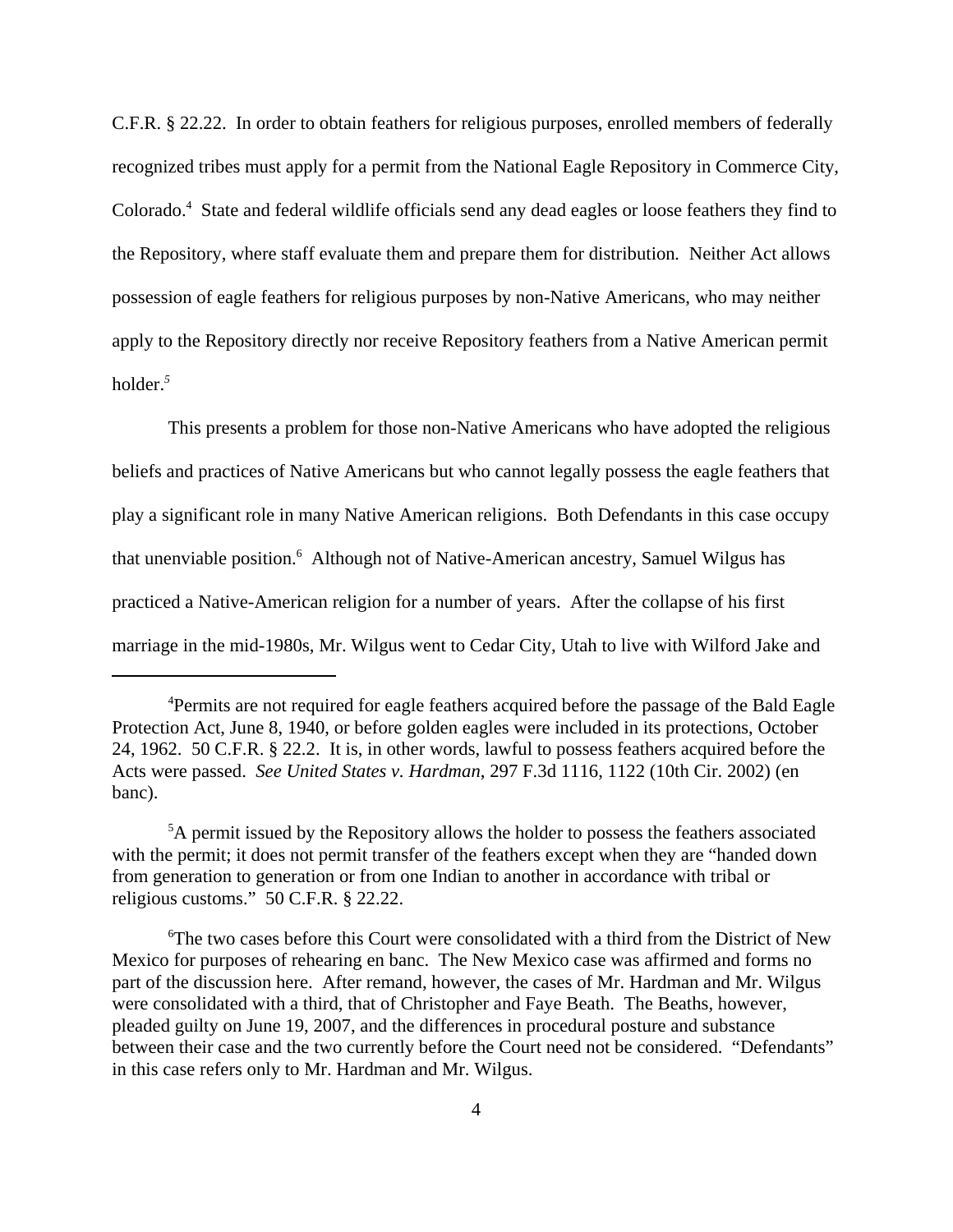C.F.R. § 22.22. In order to obtain feathers for religious purposes, enrolled members of federally recognized tribes must apply for a permit from the National Eagle Repository in Commerce City, Colorado.[4] State and federal wildlife officials send any dead eagles or loose feathers they find to the Repository, where staff evaluate them and prepare them for distribution. Neither Act allows possession of eagle feathers for religious purposes by non-Native Americans, who may neither apply to the Repository directly nor receive Repository feathers from a Native American permit holder.[5]

This presents a problem for those non-Native Americans who have adopted the religious beliefs and practices of Native Americans but who cannot legally possess the eagle feathers that play a significant role in many Native American religions. Both Defendants in this case occupy that unenviable position.[6] Although not of Native-American ancestry, Samuel Wilgus has practiced a Native-American religion for a number of years. After the collapse of his first marriage in the mid-1980s, Mr. Wilgus went to Cedar City, Utah to live with Wilford Jake and

---

[4]Permits are not required for eagle feathers acquired before the passage of the Bald Eagle Protection Act, June 8, 1940, or before golden eagles were included in its protections, October 24, 1962. 50 C.F.R. § 22.2. It is, in other words, lawful to possess feathers acquired before the Acts were passed. *See United States v. Hardman*, 297 F.3d 1116, 1122 (10th Cir. 2002) (en banc).

[5]A permit issued by the Repository allows the holder to possess the feathers associated with the permit; it does not permit transfer of the feathers except when they are "handed down from generation to generation or from one Indian to another in accordance with tribal or religious customs." 50 C.F.R. § 22.22.

[6]The two cases before this Court were consolidated with a third from the District of New Mexico for purposes of rehearing en banc. The New Mexico case was affirmed and forms no part of the discussion here. After remand, however, the cases of Mr. Hardman and Mr. Wilgus were consolidated with a third, that of Christopher and Faye Beath. The Beaths, however, pleaded guilty on June 19, 2007, and the differences in procedural posture and substance between their case and the two currently before the Court need not be considered. "Defendants" in this case refers only to Mr. Hardman and Mr. Wilgus.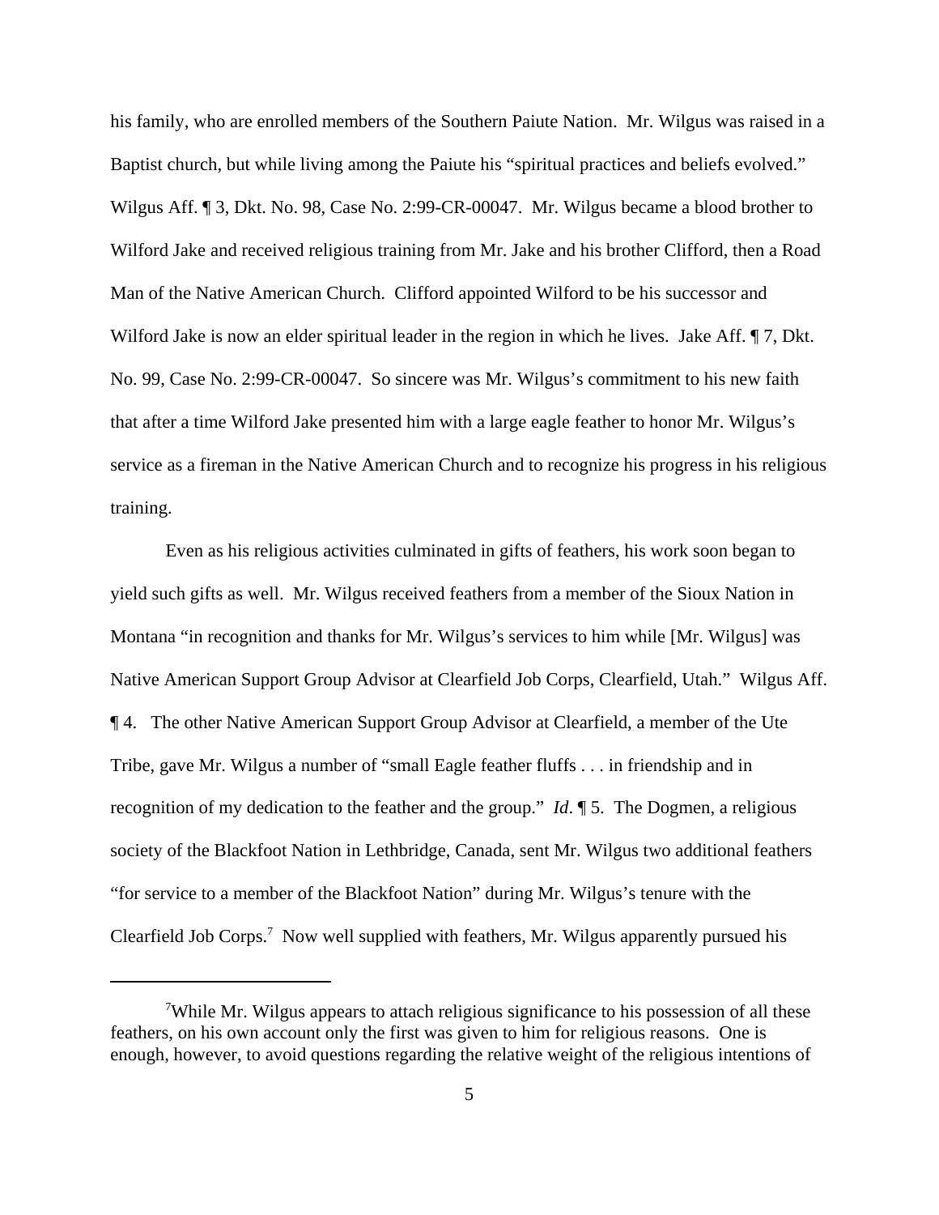his family, who are enrolled members of the Southern Paiute Nation. Mr. Wilgus was raised in a Baptist church, but while living among the Paiute his "spiritual practices and beliefs evolved." Wilgus Aff. ¶ 3, Dkt. No. 98, Case No. 2:99-CR-00047. Mr. Wilgus became a blood brother to Wilford Jake and received religious training from Mr. Jake and his brother Clifford, then a Road Man of the Native American Church. Clifford appointed Wilford to be his successor and Wilford Jake is now an elder spiritual leader in the region in which he lives. Jake Aff. ¶ 7, Dkt. No. 99, Case No. 2:99-CR-00047. So sincere was Mr. Wilgus's commitment to his new faith that after a time Wilford Jake presented him with a large eagle feather to honor Mr. Wilgus's service as a fireman in the Native American Church and to recognize his progress in his religious training.

Even as his religious activities culminated in gifts of feathers, his work soon began to yield such gifts as well. Mr. Wilgus received feathers from a member of the Sioux Nation in Montana "in recognition and thanks for Mr. Wilgus's services to him while [Mr. Wilgus] was Native American Support Group Advisor at Clearfield Job Corps, Clearfield, Utah." Wilgus Aff. ¶ 4. The other Native American Support Group Advisor at Clearfield, a member of the Ute Tribe, gave Mr. Wilgus a number of "small Eagle feather fluffs . . . in friendship and in recognition of my dedication to the feather and the group." *Id*. ¶ 5. The Dogmen, a religious society of the Blackfoot Nation in Lethbridge, Canada, sent Mr. Wilgus two additional feathers "for service to a member of the Blackfoot Nation" during Mr. Wilgus's tenure with the Clearfield Job Corps.[7] Now well supplied with feathers, Mr. Wilgus apparently pursued his

---

[7]While Mr. Wilgus appears to attach religious significance to his possession of all these feathers, on his own account only the first was given to him for religious reasons. One is enough, however, to avoid questions regarding the relative weight of the religious intentions of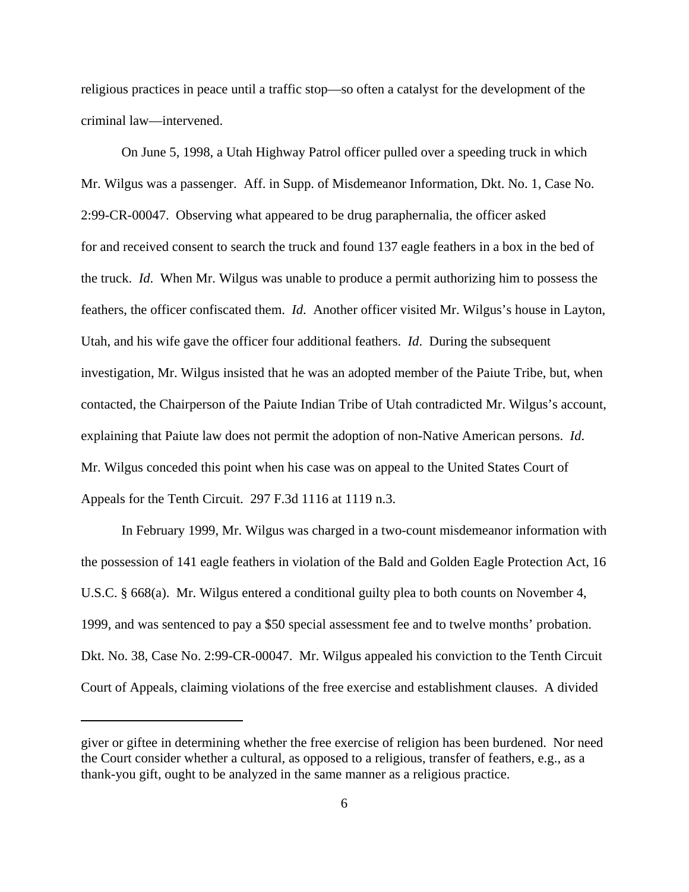religious practices in peace until a traffic stop—so often a catalyst for the development of the criminal law—intervened.

On June 5, 1998, a Utah Highway Patrol officer pulled over a speeding truck in which Mr. Wilgus was a passenger. Aff. in Supp. of Misdemeanor Information, Dkt. No. 1, Case No. 2:99-CR-00047. Observing what appeared to be drug paraphernalia, the officer asked for and received consent to search the truck and found 137 eagle feathers in a box in the bed of the truck. *Id.* When Mr. Wilgus was unable to produce a permit authorizing him to possess the feathers, the officer confiscated them. *Id*. Another officer visited Mr. Wilgus's house in Layton, Utah, and his wife gave the officer four additional feathers. *Id*. During the subsequent investigation, Mr. Wilgus insisted that he was an adopted member of the Paiute Tribe, but, when contacted, the Chairperson of the Paiute Indian Tribe of Utah contradicted Mr. Wilgus's account, explaining that Paiute law does not permit the adoption of non-Native American persons. *Id.* Mr. Wilgus conceded this point when his case was on appeal to the United States Court of Appeals for the Tenth Circuit. 297 F.3d 1116 at 1119 n.3.

In February 1999, Mr. Wilgus was charged in a two-count misdemeanor information with the possession of 141 eagle feathers in violation of the Bald and Golden Eagle Protection Act, 16 U.S.C. § 668(a). Mr. Wilgus entered a conditional guilty plea to both counts on November 4, 1999, and was sentenced to pay a $50 special assessment fee and to twelve months' probation. Dkt. No. 38, Case No. 2:99-CR-00047. Mr. Wilgus appealed his conviction to the Tenth Circuit Court of Appeals, claiming violations of the free exercise and establishment clauses. A divided

---

giver or giftee in determining whether the free exercise of religion has been burdened. Nor need the Court consider whether a cultural, as opposed to a religious, transfer of feathers, e.g., as a thank-you gift, ought to be analyzed in the same manner as a religious practice.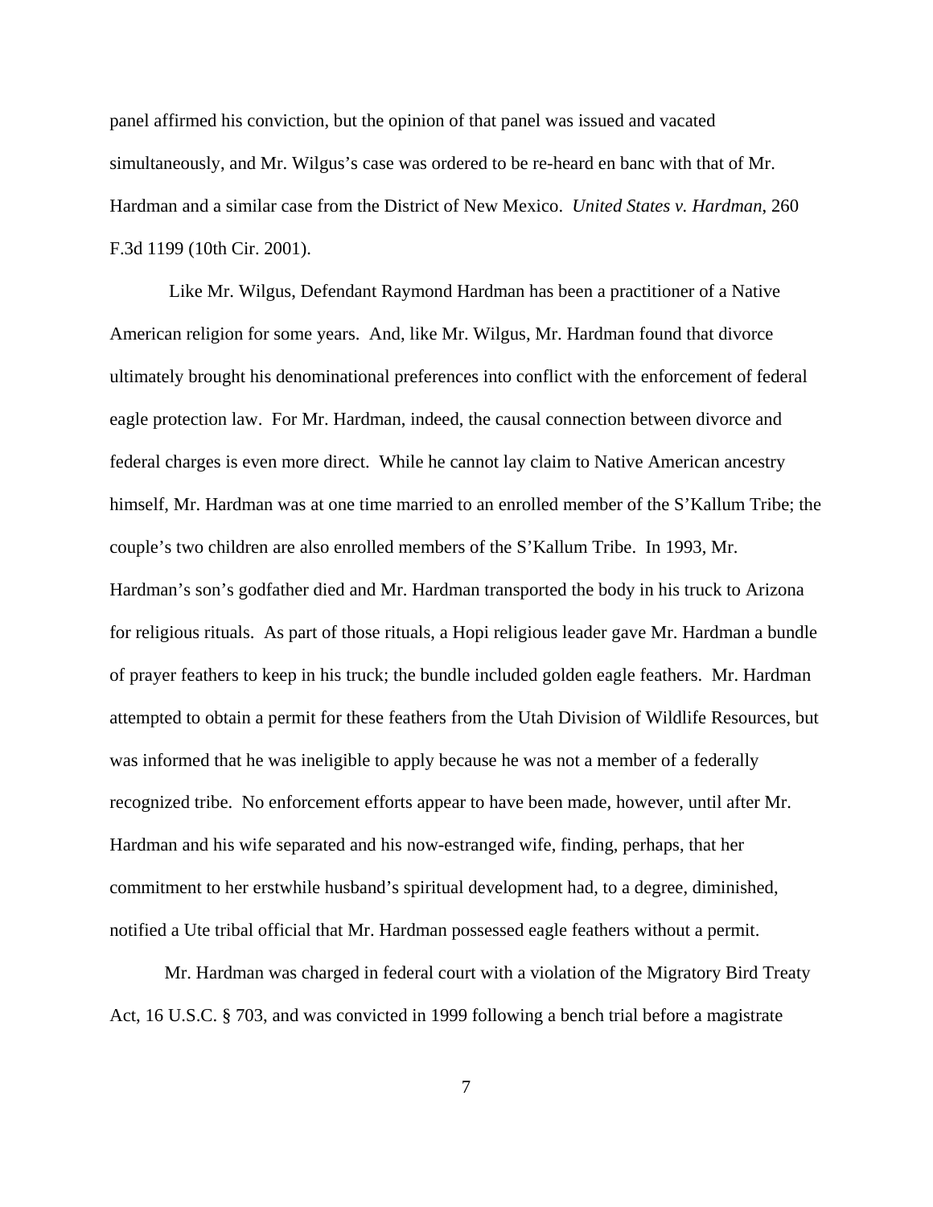panel affirmed his conviction, but the opinion of that panel was issued and vacated simultaneously, and Mr. Wilgus's case was ordered to be re-heard en banc with that of Mr. Hardman and a similar case from the District of New Mexico. *United States v. Hardman*, 260 F.3d 1199 (10th Cir. 2001).

Like Mr. Wilgus, Defendant Raymond Hardman has been a practitioner of a Native American religion for some years. And, like Mr. Wilgus, Mr. Hardman found that divorce ultimately brought his denominational preferences into conflict with the enforcement of federal eagle protection law. For Mr. Hardman, indeed, the causal connection between divorce and federal charges is even more direct. While he cannot lay claim to Native American ancestry himself, Mr. Hardman was at one time married to an enrolled member of the S'Kallum Tribe; the couple's two children are also enrolled members of the S'Kallum Tribe. In 1993, Mr. Hardman's son's godfather died and Mr. Hardman transported the body in his truck to Arizona for religious rituals. As part of those rituals, a Hopi religious leader gave Mr. Hardman a bundle of prayer feathers to keep in his truck; the bundle included golden eagle feathers. Mr. Hardman attempted to obtain a permit for these feathers from the Utah Division of Wildlife Resources, but was informed that he was ineligible to apply because he was not a member of a federally recognized tribe. No enforcement efforts appear to have been made, however, until after Mr. Hardman and his wife separated and his now-estranged wife, finding, perhaps, that her commitment to her erstwhile husband's spiritual development had, to a degree, diminished, notified a Ute tribal official that Mr. Hardman possessed eagle feathers without a permit.

Mr. Hardman was charged in federal court with a violation of the Migratory Bird Treaty Act, 16 U.S.C. § 703, and was convicted in 1999 following a bench trial before a magistrate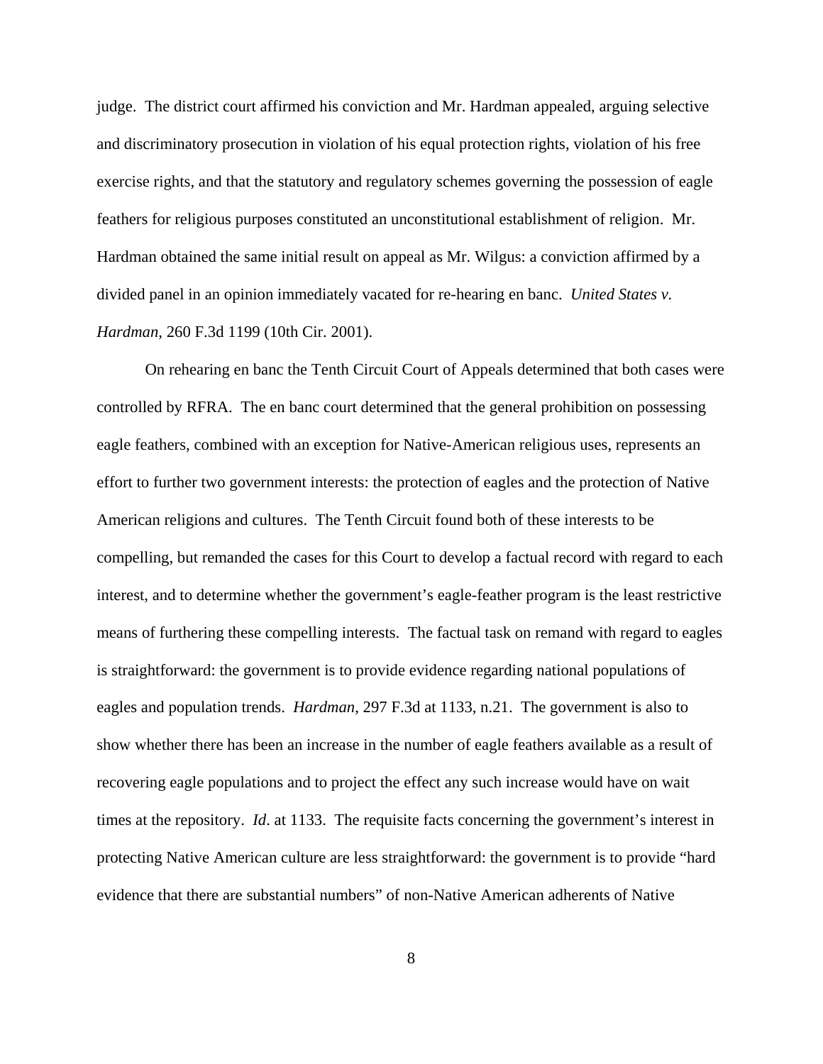judge. The district court affirmed his conviction and Mr. Hardman appealed, arguing selective and discriminatory prosecution in violation of his equal protection rights, violation of his free exercise rights, and that the statutory and regulatory schemes governing the possession of eagle feathers for religious purposes constituted an unconstitutional establishment of religion. Mr. Hardman obtained the same initial result on appeal as Mr. Wilgus: a conviction affirmed by a divided panel in an opinion immediately vacated for re-hearing en banc. *United States v. Hardman*, 260 F.3d 1199 (10th Cir. 2001).

On rehearing en banc the Tenth Circuit Court of Appeals determined that both cases were controlled by RFRA. The en banc court determined that the general prohibition on possessing eagle feathers, combined with an exception for Native-American religious uses, represents an effort to further two government interests: the protection of eagles and the protection of Native American religions and cultures. The Tenth Circuit found both of these interests to be compelling, but remanded the cases for this Court to develop a factual record with regard to each interest, and to determine whether the government's eagle-feather program is the least restrictive means of furthering these compelling interests. The factual task on remand with regard to eagles is straightforward: the government is to provide evidence regarding national populations of eagles and population trends. *Hardman*, 297 F.3d at 1133, n.21. The government is also to show whether there has been an increase in the number of eagle feathers available as a result of recovering eagle populations and to project the effect any such increase would have on wait times at the repository. *Id*. at 1133. The requisite facts concerning the government's interest in protecting Native American culture are less straightforward: the government is to provide "hard evidence that there are substantial numbers" of non-Native American adherents of Native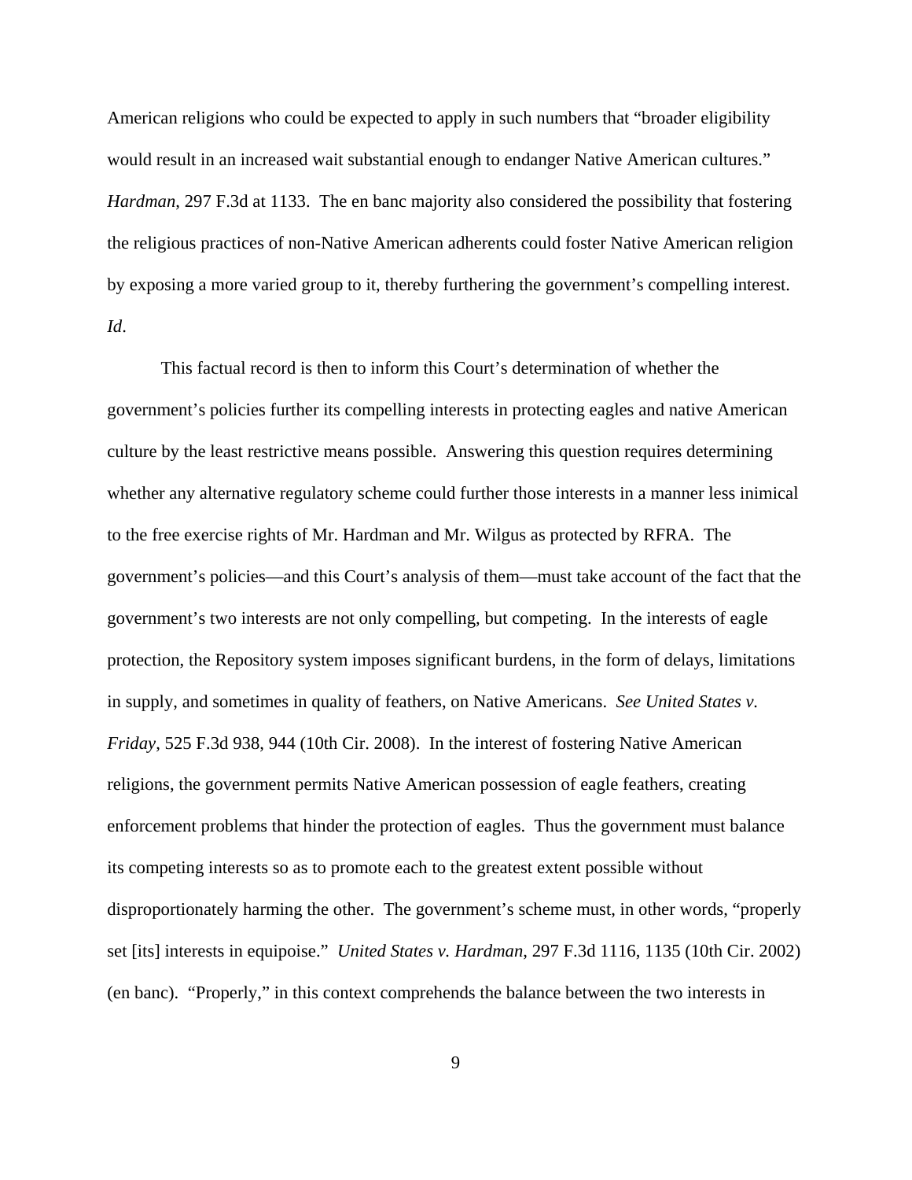American religions who could be expected to apply in such numbers that "broader eligibility would result in an increased wait substantial enough to endanger Native American cultures." *Hardman*, 297 F.3d at 1133. The en banc majority also considered the possibility that fostering the religious practices of non-Native American adherents could foster Native American religion by exposing a more varied group to it, thereby furthering the government's compelling interest. *Id*.

This factual record is then to inform this Court's determination of whether the government's policies further its compelling interests in protecting eagles and native American culture by the least restrictive means possible. Answering this question requires determining whether any alternative regulatory scheme could further those interests in a manner less inimical to the free exercise rights of Mr. Hardman and Mr. Wilgus as protected by RFRA. The government's policies—and this Court's analysis of them—must take account of the fact that the government's two interests are not only compelling, but competing. In the interests of eagle protection, the Repository system imposes significant burdens, in the form of delays, limitations in supply, and sometimes in quality of feathers, on Native Americans. *See United States v. Friday*, 525 F.3d 938, 944 (10th Cir. 2008). In the interest of fostering Native American religions, the government permits Native American possession of eagle feathers, creating enforcement problems that hinder the protection of eagles. Thus the government must balance its competing interests so as to promote each to the greatest extent possible without disproportionately harming the other. The government's scheme must, in other words, "properly set [its] interests in equipoise." *United States v. Hardman*, 297 F.3d 1116, 1135 (10th Cir. 2002) (en banc). "Properly," in this context comprehends the balance between the two interests in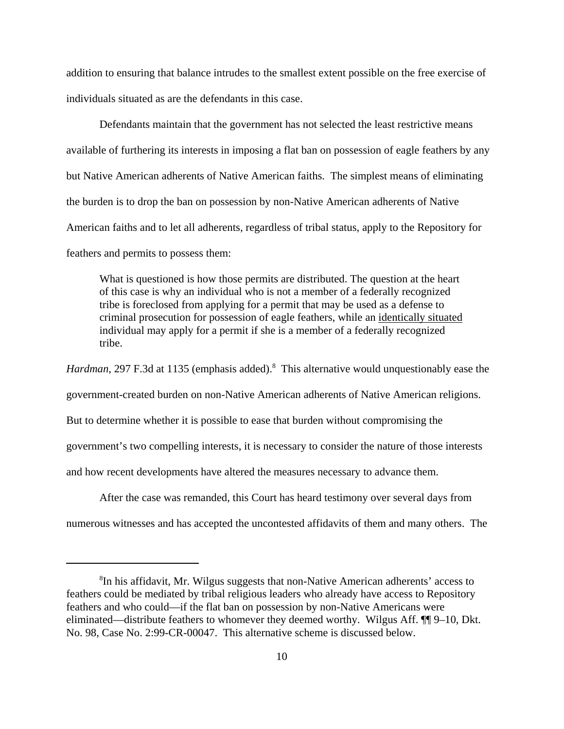addition to ensuring that balance intrudes to the smallest extent possible on the free exercise of individuals situated as are the defendants in this case.

Defendants maintain that the government has not selected the least restrictive means available of furthering its interests in imposing a flat ban on possession of eagle feathers by any but Native American adherents of Native American faiths. The simplest means of eliminating the burden is to drop the ban on possession by non-Native American adherents of Native American faiths and to let all adherents, regardless of tribal status, apply to the Repository for feathers and permits to possess them:

> What is questioned is how those permits are distributed. The question at the heart of this case is why an individual who is not a member of a federally recognized tribe is foreclosed from applying for a permit that may be used as a defense to criminal prosecution for possession of eagle feathers, while an <u>identically situated</u> individual may apply for a permit if she is a member of a federally recognized tribe.

*Hardman*, 297 F.3d at 1135 (emphasis added).[8] This alternative would unquestionably ease the government-created burden on non-Native American adherents of Native American religions. But to determine whether it is possible to ease that burden without compromising the government's two compelling interests, it is necessary to consider the nature of those interests and how recent developments have altered the measures necessary to advance them.

After the case was remanded, this Court has heard testimony over several days from numerous witnesses and has accepted the uncontested affidavits of them and many others. The

---

[8] In his affidavit, Mr. Wilgus suggests that non-Native American adherents' access to feathers could be mediated by tribal religious leaders who already have access to Repository feathers and who could—if the flat ban on possession by non-Native Americans were eliminated—distribute feathers to whomever they deemed worthy. Wilgus Aff. ¶¶ 9–10, Dkt. No. 98, Case No. 2:99-CR-00047. This alternative scheme is discussed below.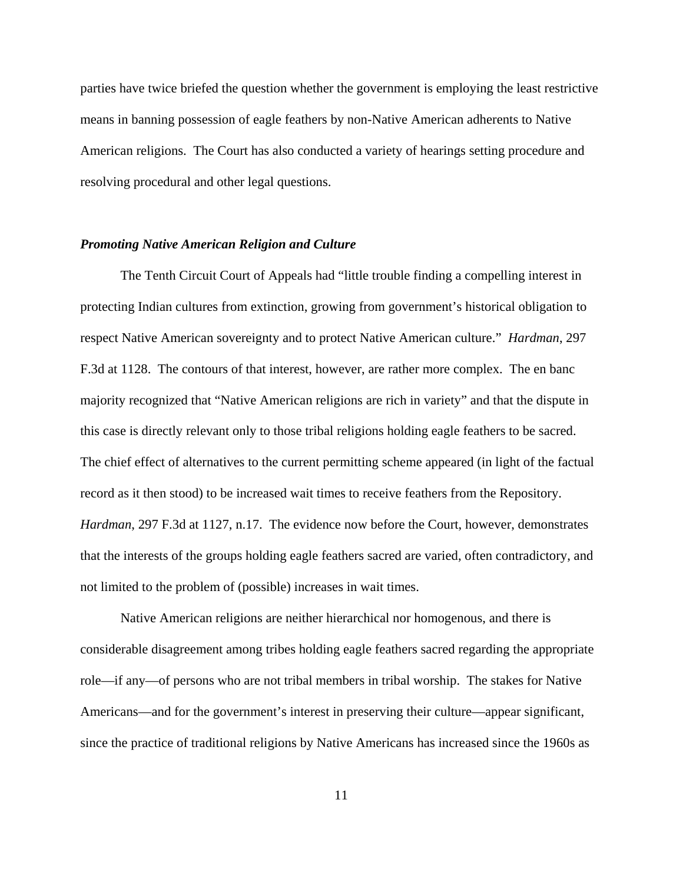parties have twice briefed the question whether the government is employing the least restrictive means in banning possession of eagle feathers by non-Native American adherents to Native American religions. The Court has also conducted a variety of hearings setting procedure and resolving procedural and other legal questions.

***Promoting Native American Religion and Culture***

The Tenth Circuit Court of Appeals had "little trouble finding a compelling interest in protecting Indian cultures from extinction, growing from government's historical obligation to respect Native American sovereignty and to protect Native American culture." *Hardman*, 297 F.3d at 1128. The contours of that interest, however, are rather more complex. The en banc majority recognized that "Native American religions are rich in variety" and that the dispute in this case is directly relevant only to those tribal religions holding eagle feathers to be sacred. The chief effect of alternatives to the current permitting scheme appeared (in light of the factual record as it then stood) to be increased wait times to receive feathers from the Repository. *Hardman*, 297 F.3d at 1127, n.17. The evidence now before the Court, however, demonstrates that the interests of the groups holding eagle feathers sacred are varied, often contradictory, and not limited to the problem of (possible) increases in wait times.

Native American religions are neither hierarchical nor homogenous, and there is considerable disagreement among tribes holding eagle feathers sacred regarding the appropriate role—if any—of persons who are not tribal members in tribal worship. The stakes for Native Americans—and for the government's interest in preserving their culture—appear significant, since the practice of traditional religions by Native Americans has increased since the 1960s as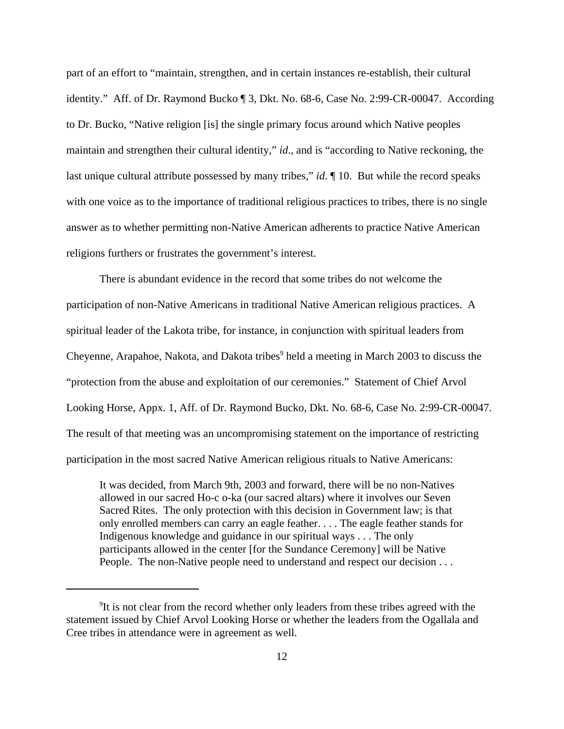part of an effort to "maintain, strengthen, and in certain instances re-establish, their cultural identity." Aff. of Dr. Raymond Bucko ¶ 3, Dkt. No. 68-6, Case No. 2:99-CR-00047. According to Dr. Bucko, "Native religion [is] the single primary focus around which Native peoples maintain and strengthen their cultural identity," *id*., and is "according to Native reckoning, the last unique cultural attribute possessed by many tribes," *id*. ¶ 10. But while the record speaks with one voice as to the importance of traditional religious practices to tribes, there is no single answer as to whether permitting non-Native American adherents to practice Native American religions furthers or frustrates the government's interest.

There is abundant evidence in the record that some tribes do not welcome the participation of non-Native Americans in traditional Native American religious practices. A spiritual leader of the Lakota tribe, for instance, in conjunction with spiritual leaders from Cheyenne, Arapahoe, Nakota, and Dakota tribes[9] held a meeting in March 2003 to discuss the "protection from the abuse and exploitation of our ceremonies." Statement of Chief Arvol Looking Horse, Appx. 1, Aff. of Dr. Raymond Bucko, Dkt. No. 68-6, Case No. 2:99-CR-00047. The result of that meeting was an uncompromising statement on the importance of restricting participation in the most sacred Native American religious rituals to Native Americans:

> It was decided, from March 9th, 2003 and forward, there will be no non-Natives allowed in our sacred Ho-c o-ka (our sacred altars) where it involves our Seven Sacred Rites. The only protection with this decision in Government law; is that only enrolled members can carry an eagle feather. . . . The eagle feather stands for Indigenous knowledge and guidance in our spiritual ways . . . The only participants allowed in the center [for the Sundance Ceremony] will be Native People. The non-Native people need to understand and respect our decision . . .

[9]It is not clear from the record whether only leaders from these tribes agreed with the statement issued by Chief Arvol Looking Horse or whether the leaders from the Ogallala and Cree tribes in attendance were in agreement as well.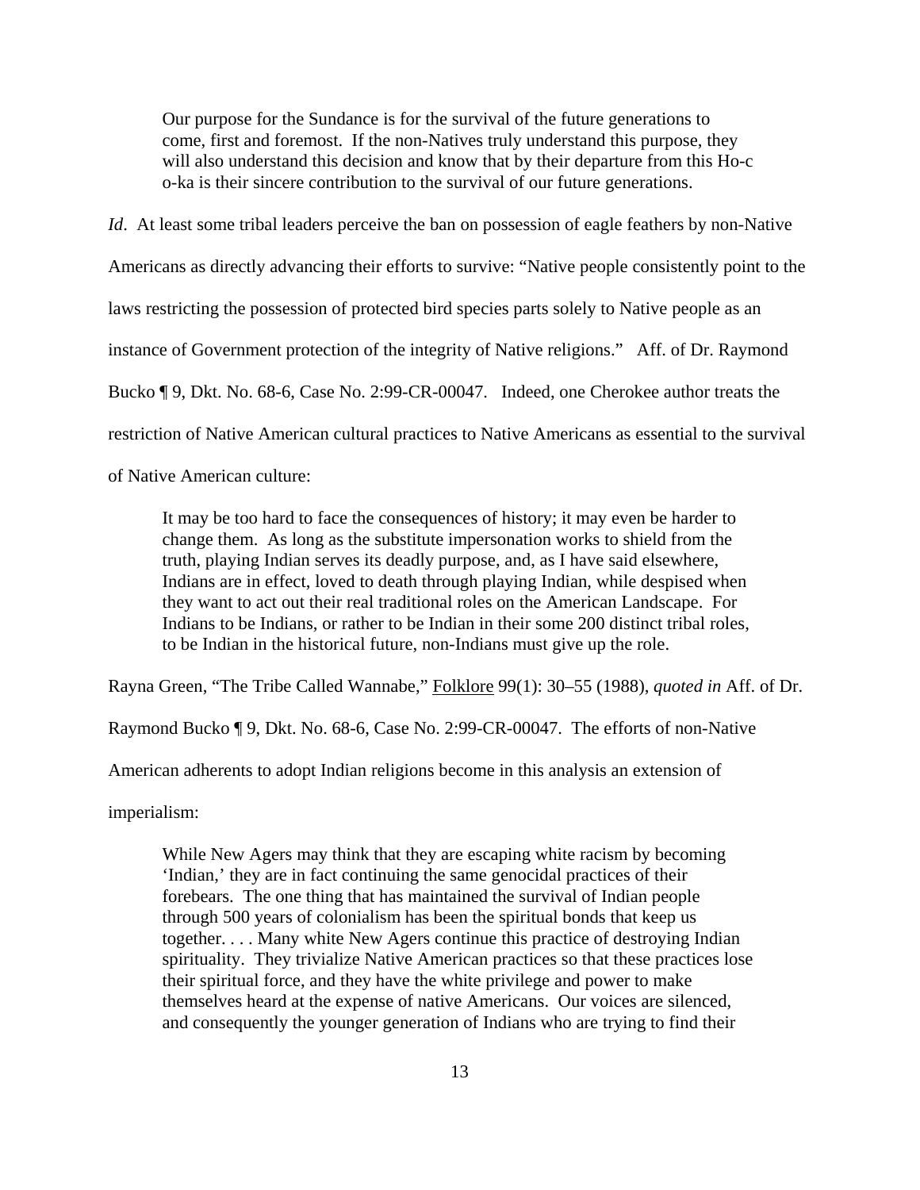> Our purpose for the Sundance is for the survival of the future generations to come, first and foremost. If the non-Natives truly understand this purpose, they will also understand this decision and know that by their departure from this Ho-c o-ka is their sincere contribution to the survival of our future generations.

*Id*. At least some tribal leaders perceive the ban on possession of eagle feathers by non-Native Americans as directly advancing their efforts to survive: "Native people consistently point to the laws restricting the possession of protected bird species parts solely to Native people as an instance of Government protection of the integrity of Native religions." Aff. of Dr. Raymond Bucko ¶ 9, Dkt. No. 68-6, Case No. 2:99-CR-00047. Indeed, one Cherokee author treats the restriction of Native American cultural practices to Native Americans as essential to the survival of Native American culture:

> It may be too hard to face the consequences of history; it may even be harder to change them. As long as the substitute impersonation works to shield from the truth, playing Indian serves its deadly purpose, and, as I have said elsewhere, Indians are in effect, loved to death through playing Indian, while despised when they want to act out their real traditional roles on the American Landscape. For Indians to be Indians, or rather to be Indian in their some 200 distinct tribal roles, to be Indian in the historical future, non-Indians must give up the role.

Rayna Green, "The Tribe Called Wannabe," Folklore 99(1): 30–55 (1988), *quoted in* Aff. of Dr. Raymond Bucko ¶ 9, Dkt. No. 68-6, Case No. 2:99-CR-00047. The efforts of non-Native American adherents to adopt Indian religions become in this analysis an extension of imperialism:

> While New Agers may think that they are escaping white racism by becoming 'Indian,' they are in fact continuing the same genocidal practices of their forebears. The one thing that has maintained the survival of Indian people through 500 years of colonialism has been the spiritual bonds that keep us together. . . . Many white New Agers continue this practice of destroying Indian spirituality. They trivialize Native American practices so that these practices lose their spiritual force, and they have the white privilege and power to make themselves heard at the expense of native Americans. Our voices are silenced, and consequently the younger generation of Indians who are trying to find their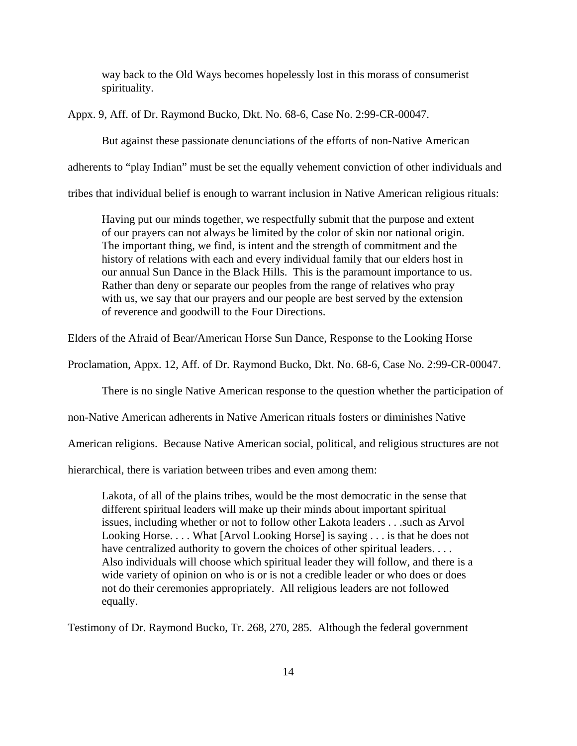> way back to the Old Ways becomes hopelessly lost in this morass of consumerist spirituality.

Appx. 9, Aff. of Dr. Raymond Bucko, Dkt. No. 68-6, Case No. 2:99-CR-00047.

But against these passionate denunciations of the efforts of non-Native American adherents to "play Indian" must be set the equally vehement conviction of other individuals and tribes that individual belief is enough to warrant inclusion in Native American religious rituals:

> Having put our minds together, we respectfully submit that the purpose and extent of our prayers can not always be limited by the color of skin nor national origin. The important thing, we find, is intent and the strength of commitment and the history of relations with each and every individual family that our elders host in our annual Sun Dance in the Black Hills. This is the paramount importance to us. Rather than deny or separate our peoples from the range of relatives who pray with us, we say that our prayers and our people are best served by the extension of reverence and goodwill to the Four Directions.

Elders of the Afraid of Bear/American Horse Sun Dance, Response to the Looking Horse Proclamation, Appx. 12, Aff. of Dr. Raymond Bucko, Dkt. No. 68-6, Case No. 2:99-CR-00047.

There is no single Native American response to the question whether the participation of non-Native American adherents in Native American rituals fosters or diminishes Native American religions. Because Native American social, political, and religious structures are not hierarchical, there is variation between tribes and even among them:

> Lakota, of all of the plains tribes, would be the most democratic in the sense that different spiritual leaders will make up their minds about important spiritual issues, including whether or not to follow other Lakota leaders . . .such as Arvol Looking Horse. . . . What [Arvol Looking Horse] is saying . . . is that he does not have centralized authority to govern the choices of other spiritual leaders. . . . Also individuals will choose which spiritual leader they will follow, and there is a wide variety of opinion on who is or is not a credible leader or who does or does not do their ceremonies appropriately. All religious leaders are not followed equally.

Testimony of Dr. Raymond Bucko, Tr. 268, 270, 285. Although the federal government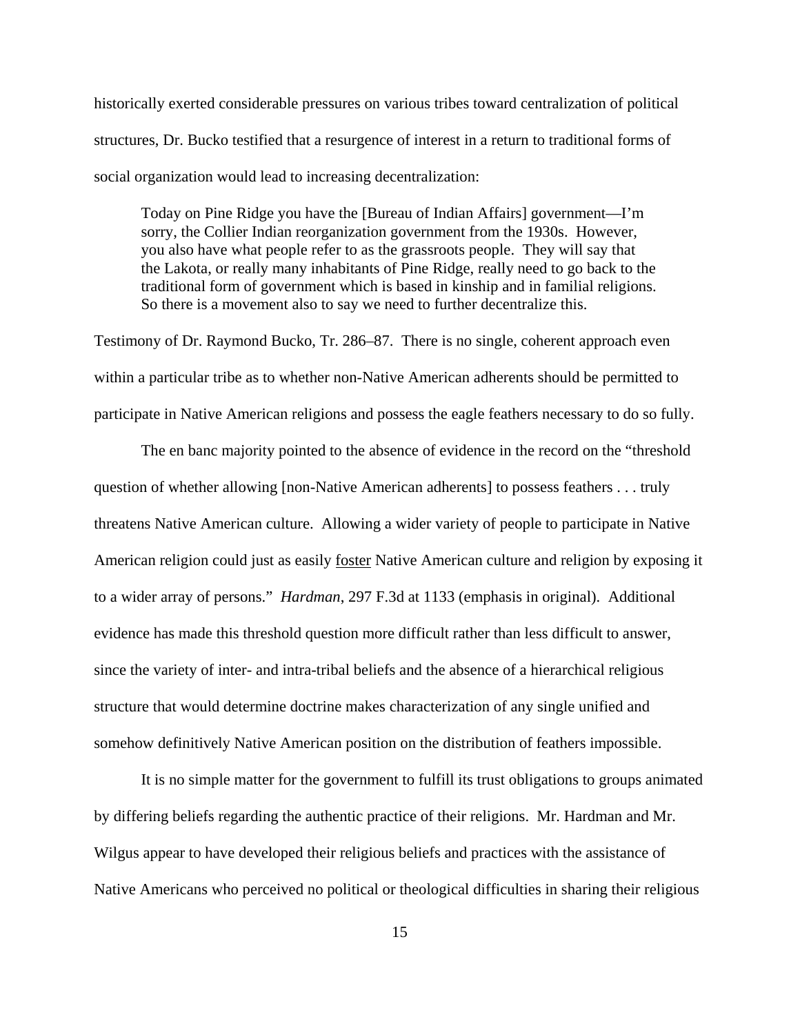historically exerted considerable pressures on various tribes toward centralization of political structures, Dr. Bucko testified that a resurgence of interest in a return to traditional forms of social organization would lead to increasing decentralization:

> Today on Pine Ridge you have the [Bureau of Indian Affairs] government—I'm sorry, the Collier Indian reorganization government from the 1930s. However, you also have what people refer to as the grassroots people. They will say that the Lakota, or really many inhabitants of Pine Ridge, really need to go back to the traditional form of government which is based in kinship and in familial religions. So there is a movement also to say we need to further decentralize this.

Testimony of Dr. Raymond Bucko, Tr. 286–87. There is no single, coherent approach even within a particular tribe as to whether non-Native American adherents should be permitted to participate in Native American religions and possess the eagle feathers necessary to do so fully.

The en banc majority pointed to the absence of evidence in the record on the "threshold question of whether allowing [non-Native American adherents] to possess feathers . . . truly threatens Native American culture. Allowing a wider variety of people to participate in Native American religion could just as easily <u>foster</u> Native American culture and religion by exposing it to a wider array of persons." *Hardman*, 297 F.3d at 1133 (emphasis in original). Additional evidence has made this threshold question more difficult rather than less difficult to answer, since the variety of inter- and intra-tribal beliefs and the absence of a hierarchical religious structure that would determine doctrine makes characterization of any single unified and somehow definitively Native American position on the distribution of feathers impossible.

It is no simple matter for the government to fulfill its trust obligations to groups animated by differing beliefs regarding the authentic practice of their religions. Mr. Hardman and Mr. Wilgus appear to have developed their religious beliefs and practices with the assistance of Native Americans who perceived no political or theological difficulties in sharing their religious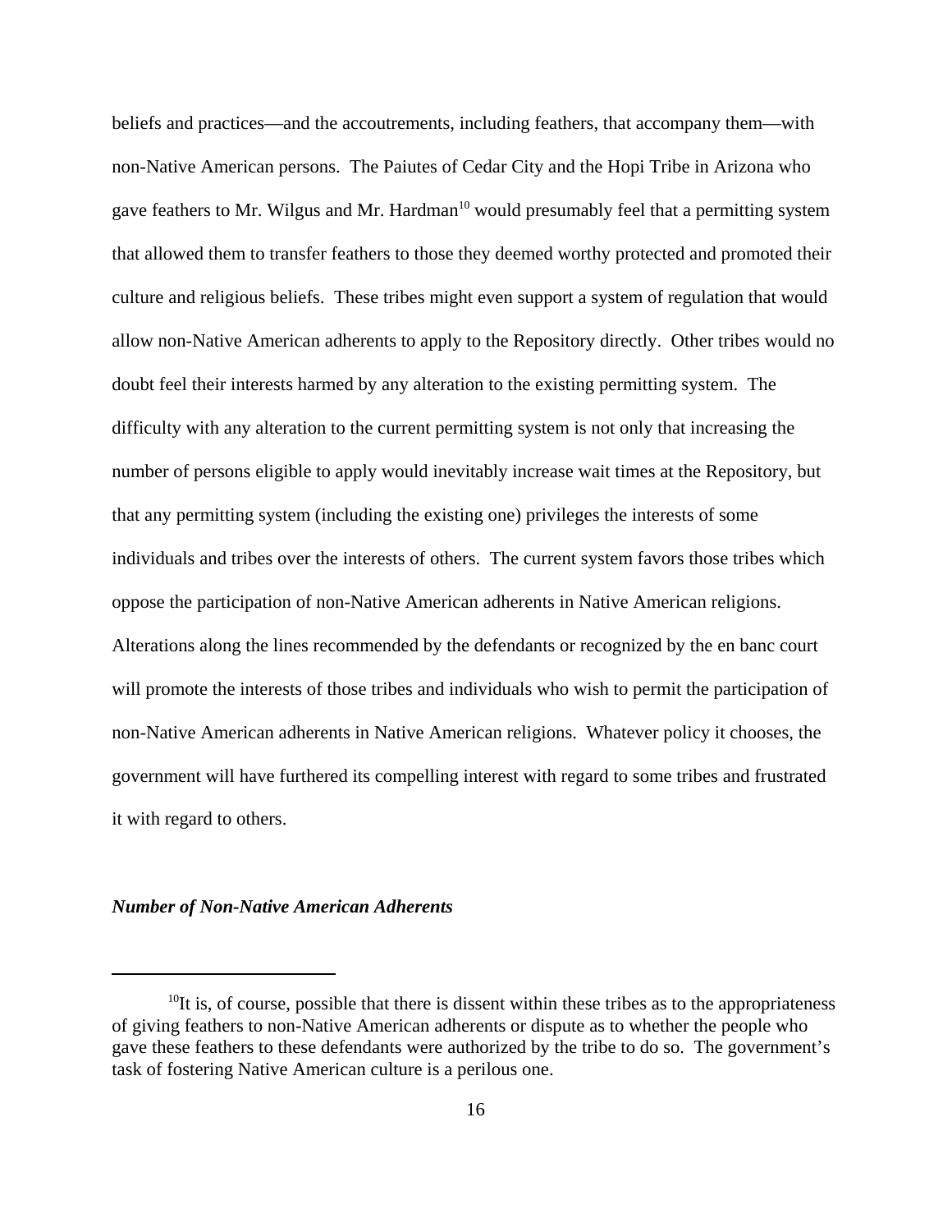beliefs and practices—and the accoutrements, including feathers, that accompany them—with non-Native American persons. The Paiutes of Cedar City and the Hopi Tribe in Arizona who gave feathers to Mr. Wilgus and Mr. Hardman[10] would presumably feel that a permitting system that allowed them to transfer feathers to those they deemed worthy protected and promoted their culture and religious beliefs. These tribes might even support a system of regulation that would allow non-Native American adherents to apply to the Repository directly. Other tribes would no doubt feel their interests harmed by any alteration to the existing permitting system. The difficulty with any alteration to the current permitting system is not only that increasing the number of persons eligible to apply would inevitably increase wait times at the Repository, but that any permitting system (including the existing one) privileges the interests of some individuals and tribes over the interests of others. The current system favors those tribes which oppose the participation of non-Native American adherents in Native American religions. Alterations along the lines recommended by the defendants or recognized by the en banc court will promote the interests of those tribes and individuals who wish to permit the participation of non-Native American adherents in Native American religions. Whatever policy it chooses, the government will have furthered its compelling interest with regard to some tribes and frustrated it with regard to others.

***Number of Non-Native American Adherents***

---

[10]It is, of course, possible that there is dissent within these tribes as to the appropriateness of giving feathers to non-Native American adherents or dispute as to whether the people who gave these feathers to these defendants were authorized by the tribe to do so. The government's task of fostering Native American culture is a perilous one.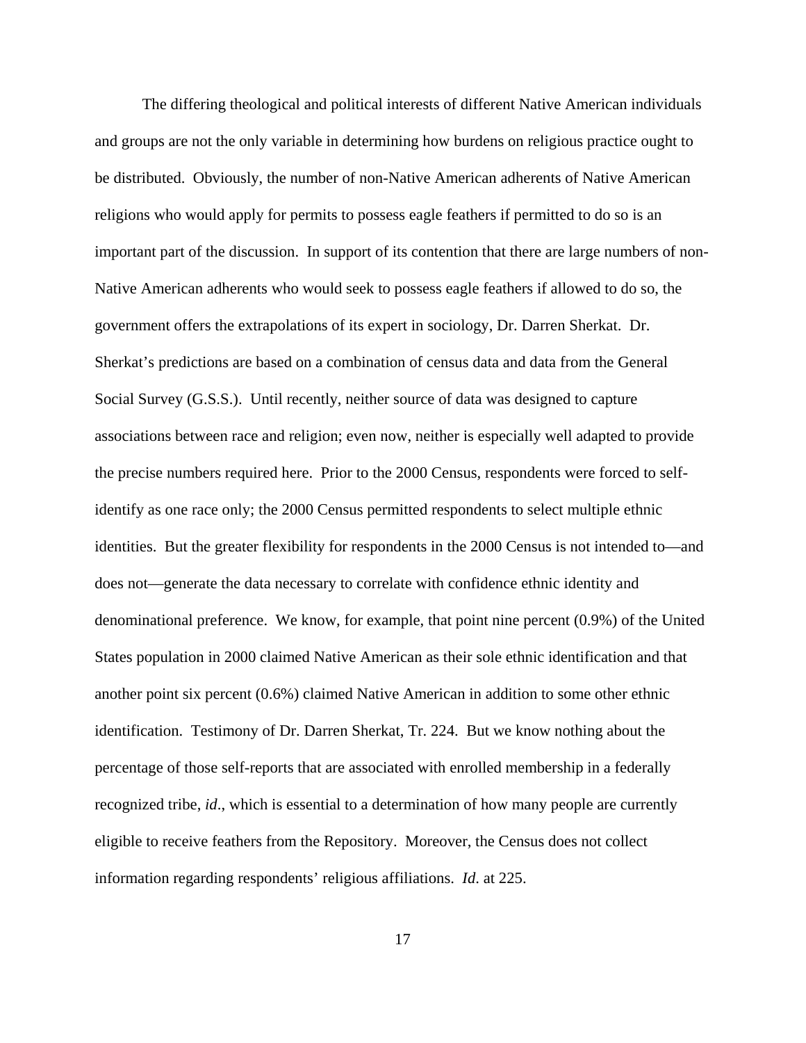The differing theological and political interests of different Native American individuals and groups are not the only variable in determining how burdens on religious practice ought to be distributed. Obviously, the number of non-Native American adherents of Native American religions who would apply for permits to possess eagle feathers if permitted to do so is an important part of the discussion. In support of its contention that there are large numbers of non-Native American adherents who would seek to possess eagle feathers if allowed to do so, the government offers the extrapolations of its expert in sociology, Dr. Darren Sherkat. Dr. Sherkat's predictions are based on a combination of census data and data from the General Social Survey (G.S.S.). Until recently, neither source of data was designed to capture associations between race and religion; even now, neither is especially well adapted to provide the precise numbers required here. Prior to the 2000 Census, respondents were forced to self-identify as one race only; the 2000 Census permitted respondents to select multiple ethnic identities. But the greater flexibility for respondents in the 2000 Census is not intended to—and does not—generate the data necessary to correlate with confidence ethnic identity and denominational preference. We know, for example, that point nine percent (0.9%) of the United States population in 2000 claimed Native American as their sole ethnic identification and that another point six percent (0.6%) claimed Native American in addition to some other ethnic identification. Testimony of Dr. Darren Sherkat, Tr. 224. But we know nothing about the percentage of those self-reports that are associated with enrolled membership in a federally recognized tribe, *id*., which is essential to a determination of how many people are currently eligible to receive feathers from the Repository. Moreover, the Census does not collect information regarding respondents' religious affiliations. *Id*. at 225.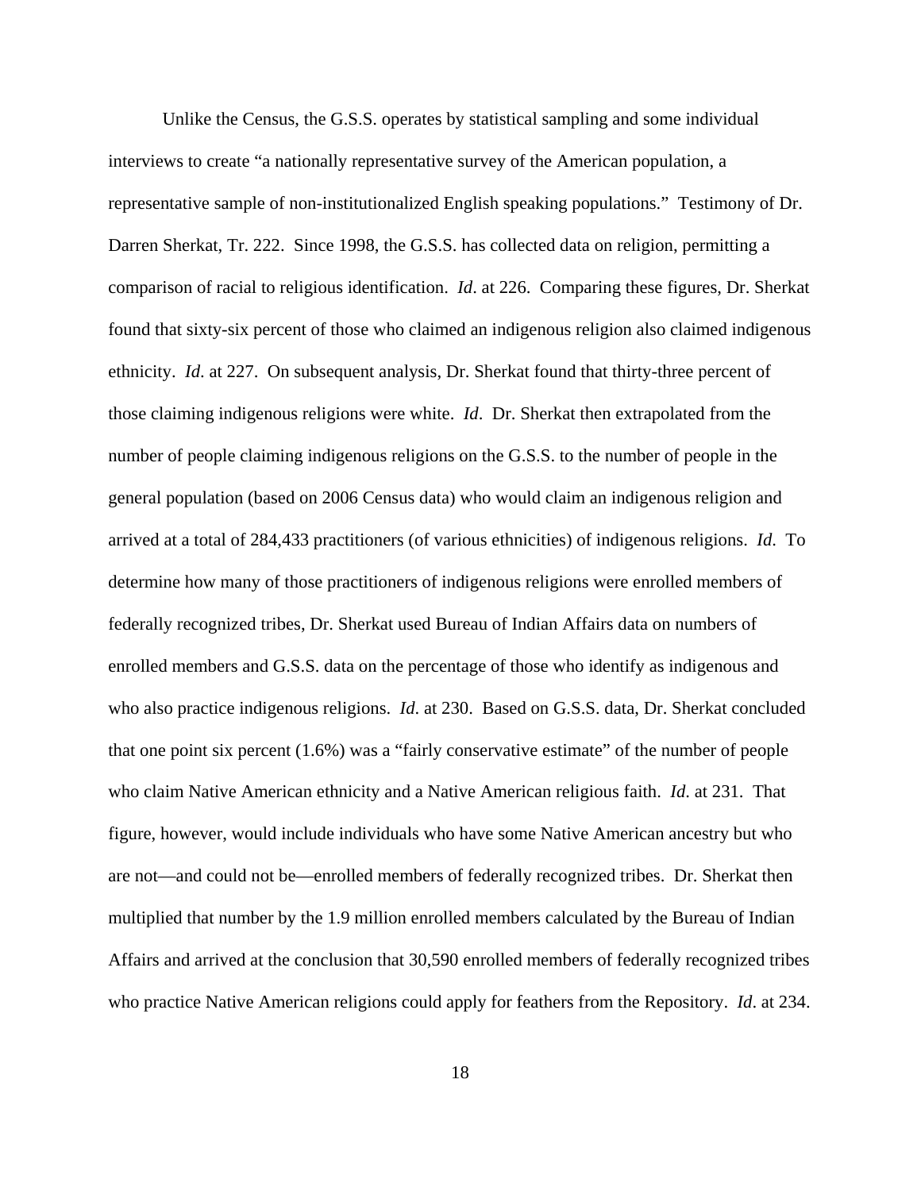Unlike the Census, the G.S.S. operates by statistical sampling and some individual interviews to create "a nationally representative survey of the American population, a representative sample of non-institutionalized English speaking populations." Testimony of Dr. Darren Sherkat, Tr. 222. Since 1998, the G.S.S. has collected data on religion, permitting a comparison of racial to religious identification. *Id*. at 226. Comparing these figures, Dr. Sherkat found that sixty-six percent of those who claimed an indigenous religion also claimed indigenous ethnicity. *Id*. at 227. On subsequent analysis, Dr. Sherkat found that thirty-three percent of those claiming indigenous religions were white. *Id*. Dr. Sherkat then extrapolated from the number of people claiming indigenous religions on the G.S.S. to the number of people in the general population (based on 2006 Census data) who would claim an indigenous religion and arrived at a total of 284,433 practitioners (of various ethnicities) of indigenous religions. *Id*. To determine how many of those practitioners of indigenous religions were enrolled members of federally recognized tribes, Dr. Sherkat used Bureau of Indian Affairs data on numbers of enrolled members and G.S.S. data on the percentage of those who identify as indigenous and who also practice indigenous religions. *Id*. at 230. Based on G.S.S. data, Dr. Sherkat concluded that one point six percent (1.6%) was a "fairly conservative estimate" of the number of people who claim Native American ethnicity and a Native American religious faith. *Id*. at 231. That figure, however, would include individuals who have some Native American ancestry but who are not—and could not be—enrolled members of federally recognized tribes. Dr. Sherkat then multiplied that number by the 1.9 million enrolled members calculated by the Bureau of Indian Affairs and arrived at the conclusion that 30,590 enrolled members of federally recognized tribes who practice Native American religions could apply for feathers from the Repository. *Id*. at 234.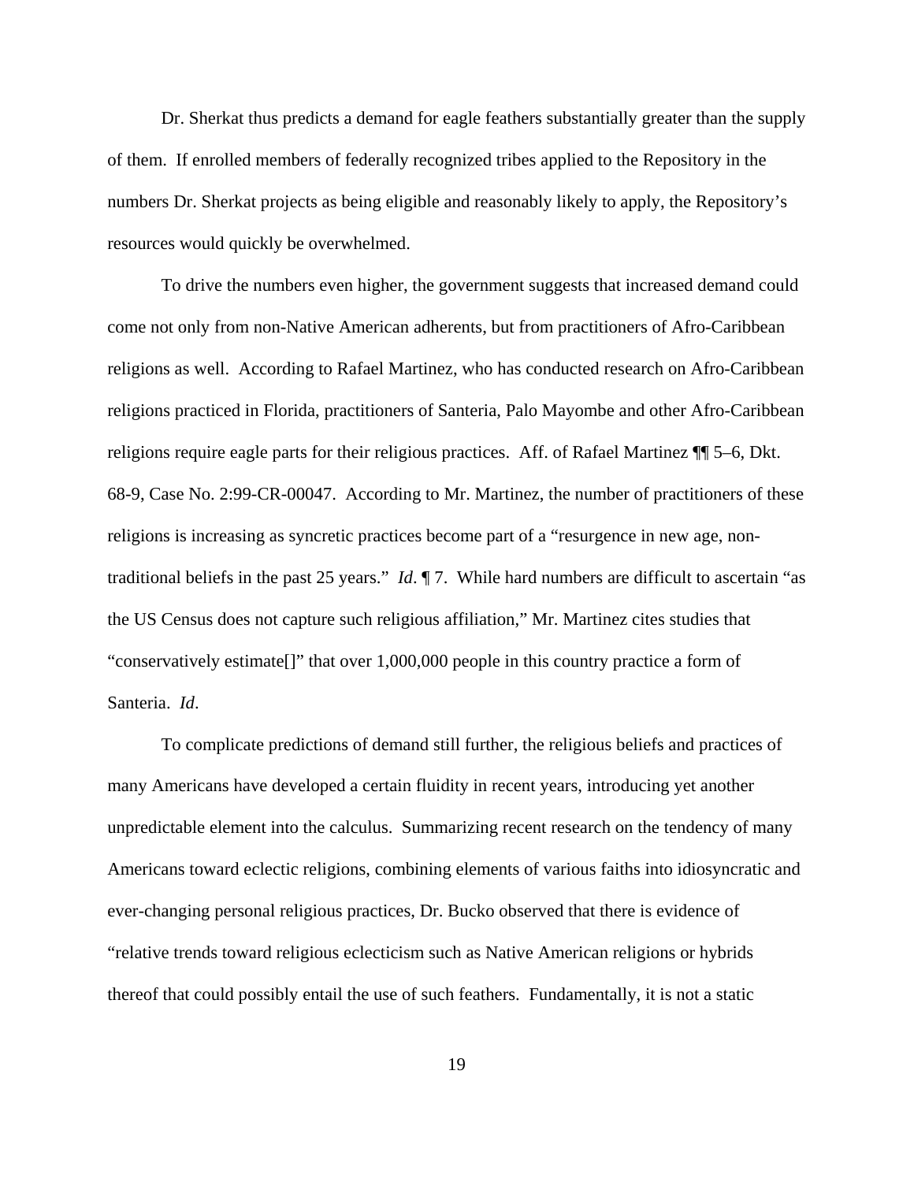Dr. Sherkat thus predicts a demand for eagle feathers substantially greater than the supply of them. If enrolled members of federally recognized tribes applied to the Repository in the numbers Dr. Sherkat projects as being eligible and reasonably likely to apply, the Repository's resources would quickly be overwhelmed.

To drive the numbers even higher, the government suggests that increased demand could come not only from non-Native American adherents, but from practitioners of Afro-Caribbean religions as well. According to Rafael Martinez, who has conducted research on Afro-Caribbean religions practiced in Florida, practitioners of Santeria, Palo Mayombe and other Afro-Caribbean religions require eagle parts for their religious practices. Aff. of Rafael Martinez ¶¶ 5–6, Dkt. 68-9, Case No. 2:99-CR-00047. According to Mr. Martinez, the number of practitioners of these religions is increasing as syncretic practices become part of a "resurgence in new age, non-traditional beliefs in the past 25 years." *Id*. ¶ 7. While hard numbers are difficult to ascertain "as the US Census does not capture such religious affiliation," Mr. Martinez cites studies that "conservatively estimate[]" that over 1,000,000 people in this country practice a form of Santeria. *Id*.

To complicate predictions of demand still further, the religious beliefs and practices of many Americans have developed a certain fluidity in recent years, introducing yet another unpredictable element into the calculus. Summarizing recent research on the tendency of many Americans toward eclectic religions, combining elements of various faiths into idiosyncratic and ever-changing personal religious practices, Dr. Bucko observed that there is evidence of "relative trends toward religious eclecticism such as Native American religions or hybrids thereof that could possibly entail the use of such feathers. Fundamentally, it is not a static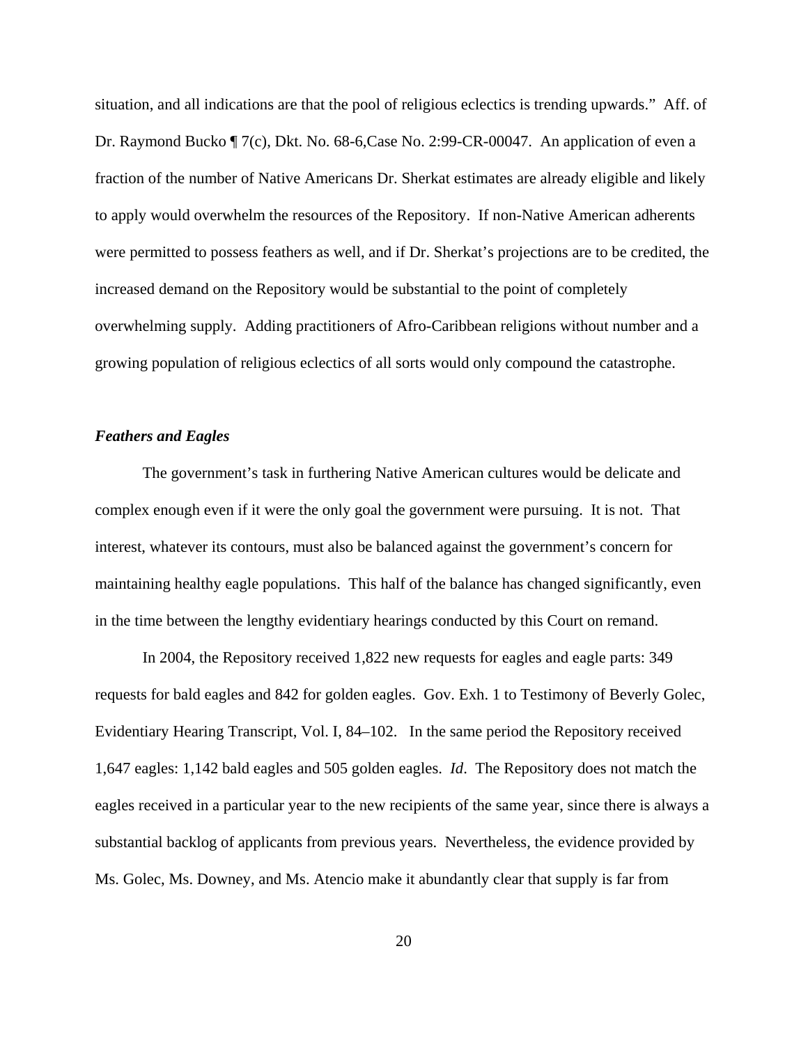situation, and all indications are that the pool of religious eclectics is trending upwards." Aff. of Dr. Raymond Bucko ¶ 7(c), Dkt. No. 68-6,Case No. 2:99-CR-00047. An application of even a fraction of the number of Native Americans Dr. Sherkat estimates are already eligible and likely to apply would overwhelm the resources of the Repository. If non-Native American adherents were permitted to possess feathers as well, and if Dr. Sherkat's projections are to be credited, the increased demand on the Repository would be substantial to the point of completely overwhelming supply. Adding practitioners of Afro-Caribbean religions without number and a growing population of religious eclectics of all sorts would only compound the catastrophe.

***Feathers and Eagles***

The government's task in furthering Native American cultures would be delicate and complex enough even if it were the only goal the government were pursuing. It is not. That interest, whatever its contours, must also be balanced against the government's concern for maintaining healthy eagle populations. This half of the balance has changed significantly, even in the time between the lengthy evidentiary hearings conducted by this Court on remand.

In 2004, the Repository received 1,822 new requests for eagles and eagle parts: 349 requests for bald eagles and 842 for golden eagles. Gov. Exh. 1 to Testimony of Beverly Golec, Evidentiary Hearing Transcript, Vol. I, 84–102. In the same period the Repository received 1,647 eagles: 1,142 bald eagles and 505 golden eagles. *Id*. The Repository does not match the eagles received in a particular year to the new recipients of the same year, since there is always a substantial backlog of applicants from previous years. Nevertheless, the evidence provided by Ms. Golec, Ms. Downey, and Ms. Atencio make it abundantly clear that supply is far from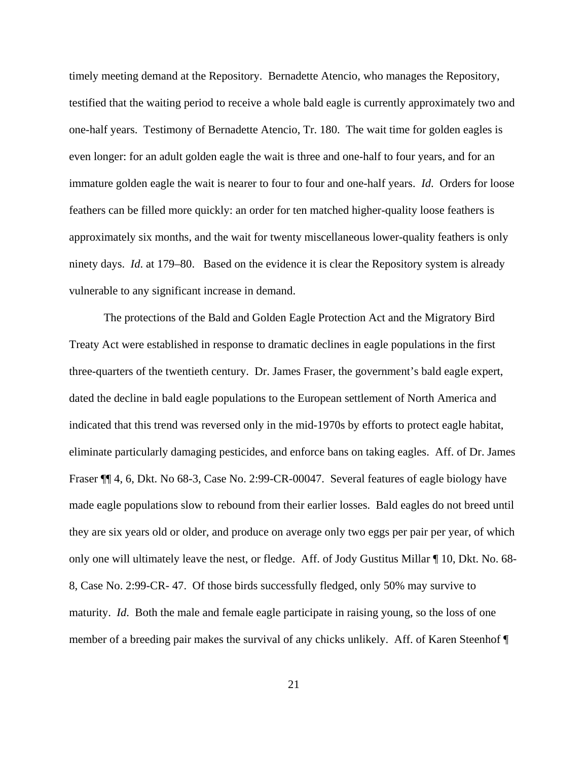timely meeting demand at the Repository. Bernadette Atencio, who manages the Repository, testified that the waiting period to receive a whole bald eagle is currently approximately two and one-half years. Testimony of Bernadette Atencio, Tr. 180. The wait time for golden eagles is even longer: for an adult golden eagle the wait is three and one-half to four years, and for an immature golden eagle the wait is nearer to four to four and one-half years. *Id*. Orders for loose feathers can be filled more quickly: an order for ten matched higher-quality loose feathers is approximately six months, and the wait for twenty miscellaneous lower-quality feathers is only ninety days. *Id*. at 179–80. Based on the evidence it is clear the Repository system is already vulnerable to any significant increase in demand.

The protections of the Bald and Golden Eagle Protection Act and the Migratory Bird Treaty Act were established in response to dramatic declines in eagle populations in the first three-quarters of the twentieth century. Dr. James Fraser, the government's bald eagle expert, dated the decline in bald eagle populations to the European settlement of North America and indicated that this trend was reversed only in the mid-1970s by efforts to protect eagle habitat, eliminate particularly damaging pesticides, and enforce bans on taking eagles. Aff. of Dr. James Fraser ¶¶ 4, 6, Dkt. No 68-3, Case No. 2:99-CR-00047. Several features of eagle biology have made eagle populations slow to rebound from their earlier losses. Bald eagles do not breed until they are six years old or older, and produce on average only two eggs per pair per year, of which only one will ultimately leave the nest, or fledge. Aff. of Jody Gustitus Millar ¶ 10, Dkt. No. 68-8, Case No. 2:99-CR- 47. Of those birds successfully fledged, only 50% may survive to maturity. *Id*. Both the male and female eagle participate in raising young, so the loss of one member of a breeding pair makes the survival of any chicks unlikely. Aff. of Karen Steenhof ¶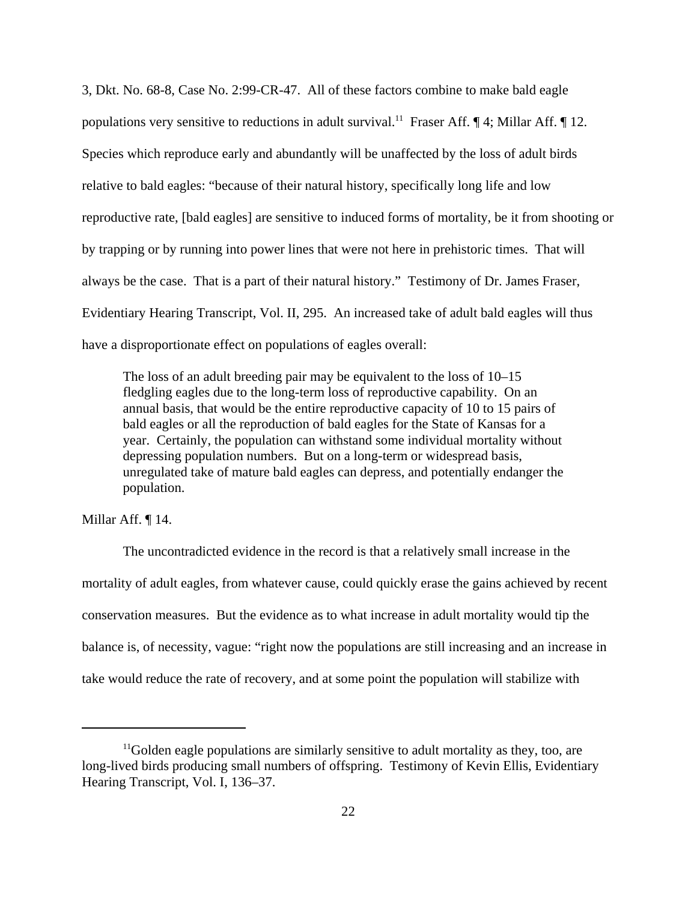3, Dkt. No. 68-8, Case No. 2:99-CR-47. All of these factors combine to make bald eagle populations very sensitive to reductions in adult survival.[11] Fraser Aff. ¶ 4; Millar Aff. ¶ 12. Species which reproduce early and abundantly will be unaffected by the loss of adult birds relative to bald eagles: "because of their natural history, specifically long life and low reproductive rate, [bald eagles] are sensitive to induced forms of mortality, be it from shooting or by trapping or by running into power lines that were not here in prehistoric times. That will always be the case. That is a part of their natural history." Testimony of Dr. James Fraser, Evidentiary Hearing Transcript, Vol. II, 295. An increased take of adult bald eagles will thus have a disproportionate effect on populations of eagles overall:

> The loss of an adult breeding pair may be equivalent to the loss of 10–15 fledgling eagles due to the long-term loss of reproductive capability. On an annual basis, that would be the entire reproductive capacity of 10 to 15 pairs of bald eagles or all the reproduction of bald eagles for the State of Kansas for a year. Certainly, the population can withstand some individual mortality without depressing population numbers. But on a long-term or widespread basis, unregulated take of mature bald eagles can depress, and potentially endanger the population.

Millar Aff. ¶ 14.

The uncontradicted evidence in the record is that a relatively small increase in the mortality of adult eagles, from whatever cause, could quickly erase the gains achieved by recent conservation measures. But the evidence as to what increase in adult mortality would tip the balance is, of necessity, vague: "right now the populations are still increasing and an increase in take would reduce the rate of recovery, and at some point the population will stabilize with

---

[11] Golden eagle populations are similarly sensitive to adult mortality as they, too, are long-lived birds producing small numbers of offspring. Testimony of Kevin Ellis, Evidentiary Hearing Transcript, Vol. I, 136–37.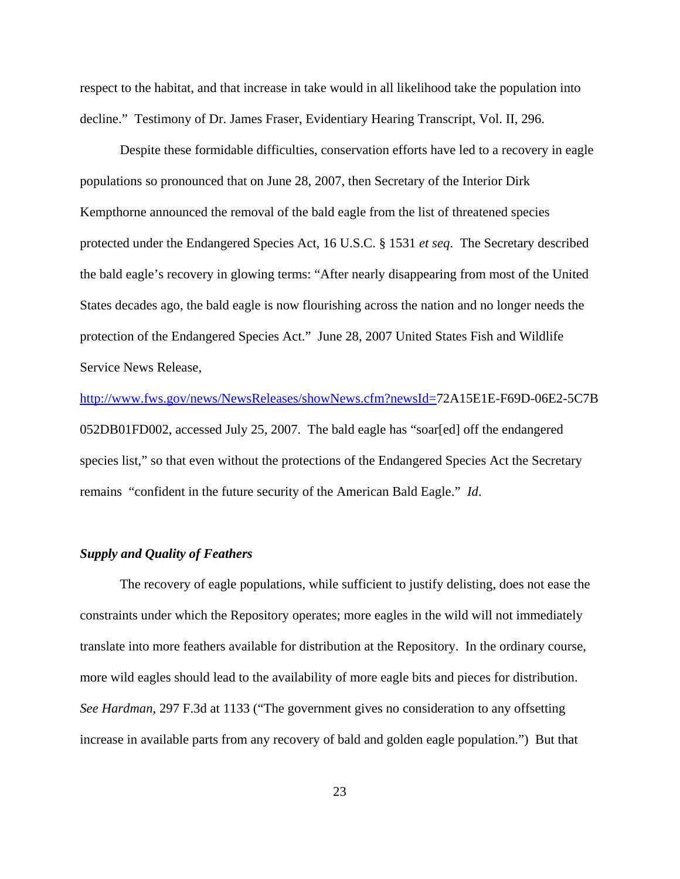respect to the habitat, and that increase in take would in all likelihood take the population into decline." Testimony of Dr. James Fraser, Evidentiary Hearing Transcript, Vol. II, 296.

Despite these formidable difficulties, conservation efforts have led to a recovery in eagle populations so pronounced that on June 28, 2007, then Secretary of the Interior Dirk Kempthorne announced the removal of the bald eagle from the list of threatened species protected under the Endangered Species Act, 16 U.S.C. § 1531 *et seq*. The Secretary described the bald eagle's recovery in glowing terms: "After nearly disappearing from most of the United States decades ago, the bald eagle is now flourishing across the nation and no longer needs the protection of the Endangered Species Act." June 28, 2007 United States Fish and Wildlife Service News Release, http://www.fws.gov/news/NewsReleases/showNews.cfm?newsId=72A15E1E-F69D-06E2-5C7B052DB01FD002, accessed July 25, 2007. The bald eagle has "soar[ed] off the endangered species list," so that even without the protections of the Endangered Species Act the Secretary remains "confident in the future security of the American Bald Eagle." *Id*.

***Supply and Quality of Feathers***

The recovery of eagle populations, while sufficient to justify delisting, does not ease the constraints under which the Repository operates; more eagles in the wild will not immediately translate into more feathers available for distribution at the Repository. In the ordinary course, more wild eagles should lead to the availability of more eagle bits and pieces for distribution. *See Hardman*, 297 F.3d at 1133 ("The government gives no consideration to any offsetting increase in available parts from any recovery of bald and golden eagle population.") But that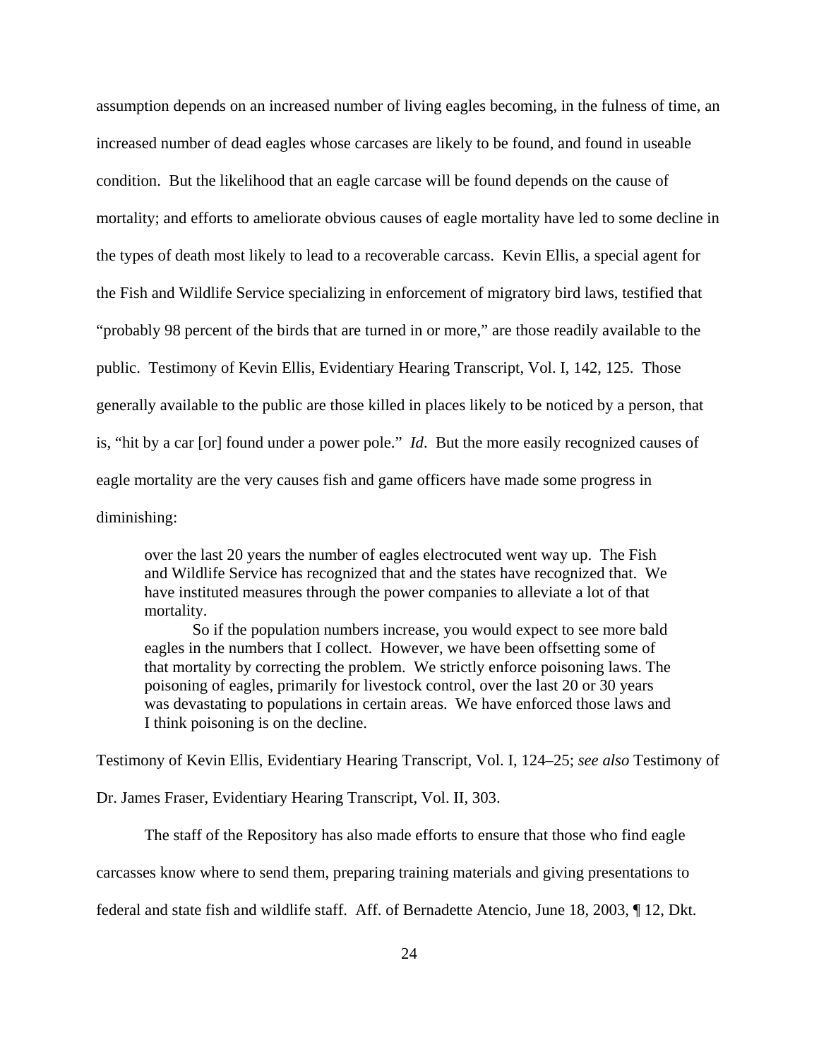assumption depends on an increased number of living eagles becoming, in the fulness of time, an increased number of dead eagles whose carcases are likely to be found, and found in useable condition. But the likelihood that an eagle carcase will be found depends on the cause of mortality; and efforts to ameliorate obvious causes of eagle mortality have led to some decline in the types of death most likely to lead to a recoverable carcass. Kevin Ellis, a special agent for the Fish and Wildlife Service specializing in enforcement of migratory bird laws, testified that "probably 98 percent of the birds that are turned in or more," are those readily available to the public. Testimony of Kevin Ellis, Evidentiary Hearing Transcript, Vol. I, 142, 125. Those generally available to the public are those killed in places likely to be noticed by a person, that is, "hit by a car [or] found under a power pole." *Id*. But the more easily recognized causes of eagle mortality are the very causes fish and game officers have made some progress in diminishing:

> over the last 20 years the number of eagles electrocuted went way up. The Fish and Wildlife Service has recognized that and the states have recognized that. We have instituted measures through the power companies to alleviate a lot of that mortality.
>
> So if the population numbers increase, you would expect to see more bald eagles in the numbers that I collect. However, we have been offsetting some of that mortality by correcting the problem. We strictly enforce poisoning laws. The poisoning of eagles, primarily for livestock control, over the last 20 or 30 years was devastating to populations in certain areas. We have enforced those laws and I think poisoning is on the decline.

Testimony of Kevin Ellis, Evidentiary Hearing Transcript, Vol. I, 124–25; *see also* Testimony of Dr. James Fraser, Evidentiary Hearing Transcript, Vol. II, 303.

The staff of the Repository has also made efforts to ensure that those who find eagle carcasses know where to send them, preparing training materials and giving presentations to federal and state fish and wildlife staff. Aff. of Bernadette Atencio, June 18, 2003, ¶ 12, Dkt.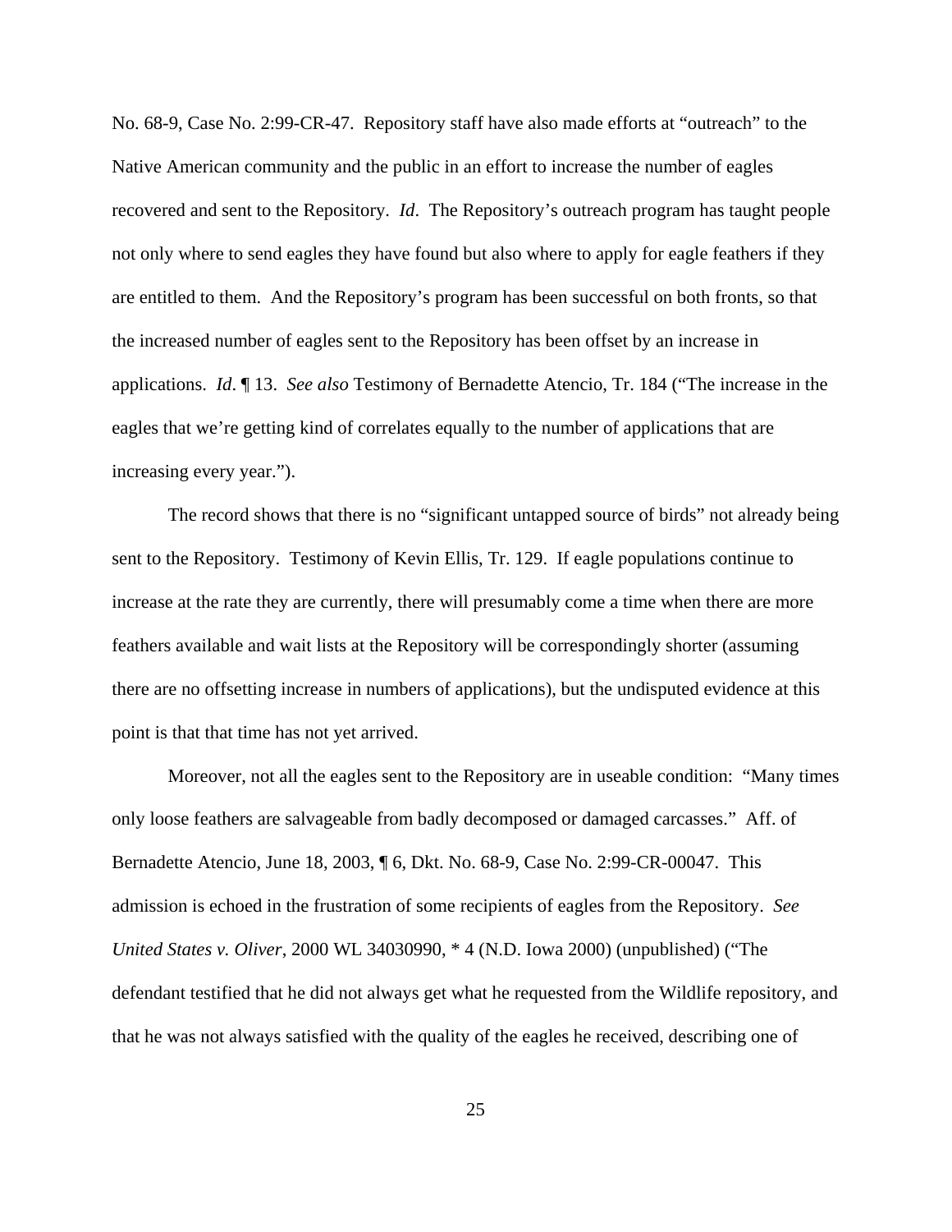No. 68-9, Case No. 2:99-CR-47. Repository staff have also made efforts at "outreach" to the Native American community and the public in an effort to increase the number of eagles recovered and sent to the Repository. *Id*. The Repository's outreach program has taught people not only where to send eagles they have found but also where to apply for eagle feathers if they are entitled to them. And the Repository's program has been successful on both fronts, so that the increased number of eagles sent to the Repository has been offset by an increase in applications. *Id*. ¶ 13. *See also* Testimony of Bernadette Atencio, Tr. 184 ("The increase in the eagles that we're getting kind of correlates equally to the number of applications that are increasing every year.").

The record shows that there is no "significant untapped source of birds" not already being sent to the Repository. Testimony of Kevin Ellis, Tr. 129. If eagle populations continue to increase at the rate they are currently, there will presumably come a time when there are more feathers available and wait lists at the Repository will be correspondingly shorter (assuming there are no offsetting increase in numbers of applications), but the undisputed evidence at this point is that that time has not yet arrived.

Moreover, not all the eagles sent to the Repository are in useable condition: "Many times only loose feathers are salvageable from badly decomposed or damaged carcasses." Aff. of Bernadette Atencio, June 18, 2003, ¶ 6, Dkt. No. 68-9, Case No. 2:99-CR-00047. This admission is echoed in the frustration of some recipients of eagles from the Repository. *See United States v. Oliver*, 2000 WL 34030990, * 4 (N.D. Iowa 2000) (unpublished) ("The defendant testified that he did not always get what he requested from the Wildlife repository, and that he was not always satisfied with the quality of the eagles he received, describing one of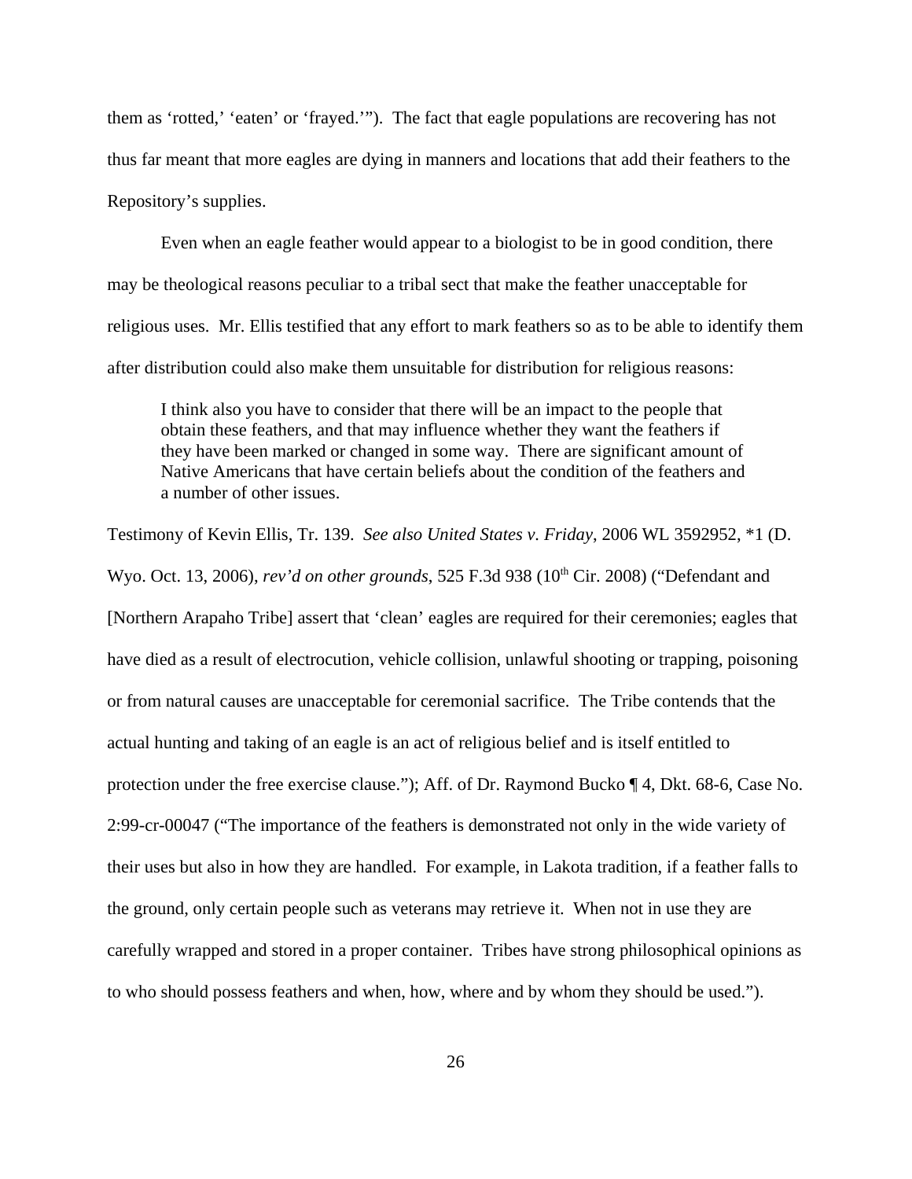them as 'rotted,' 'eaten' or 'frayed.'"). The fact that eagle populations are recovering has not thus far meant that more eagles are dying in manners and locations that add their feathers to the Repository's supplies.

Even when an eagle feather would appear to a biologist to be in good condition, there may be theological reasons peculiar to a tribal sect that make the feather unacceptable for religious uses. Mr. Ellis testified that any effort to mark feathers so as to be able to identify them after distribution could also make them unsuitable for distribution for religious reasons:

> I think also you have to consider that there will be an impact to the people that obtain these feathers, and that may influence whether they want the feathers if they have been marked or changed in some way. There are significant amount of Native Americans that have certain beliefs about the condition of the feathers and a number of other issues.

Testimony of Kevin Ellis, Tr. 139. *See also United States v. Friday*, 2006 WL 3592952, *1 (D. Wyo. Oct. 13, 2006), *rev'd on other grounds*, 525 F.3d 938 (10th Cir. 2008) ("Defendant and [Northern Arapaho Tribe] assert that 'clean' eagles are required for their ceremonies; eagles that have died as a result of electrocution, vehicle collision, unlawful shooting or trapping, poisoning or from natural causes are unacceptable for ceremonial sacrifice. The Tribe contends that the actual hunting and taking of an eagle is an act of religious belief and is itself entitled to protection under the free exercise clause."); Aff. of Dr. Raymond Bucko ¶ 4, Dkt. 68-6, Case No. 2:99-cr-00047 ("The importance of the feathers is demonstrated not only in the wide variety of their uses but also in how they are handled. For example, in Lakota tradition, if a feather falls to the ground, only certain people such as veterans may retrieve it. When not in use they are carefully wrapped and stored in a proper container. Tribes have strong philosophical opinions as to who should possess feathers and when, how, where and by whom they should be used.").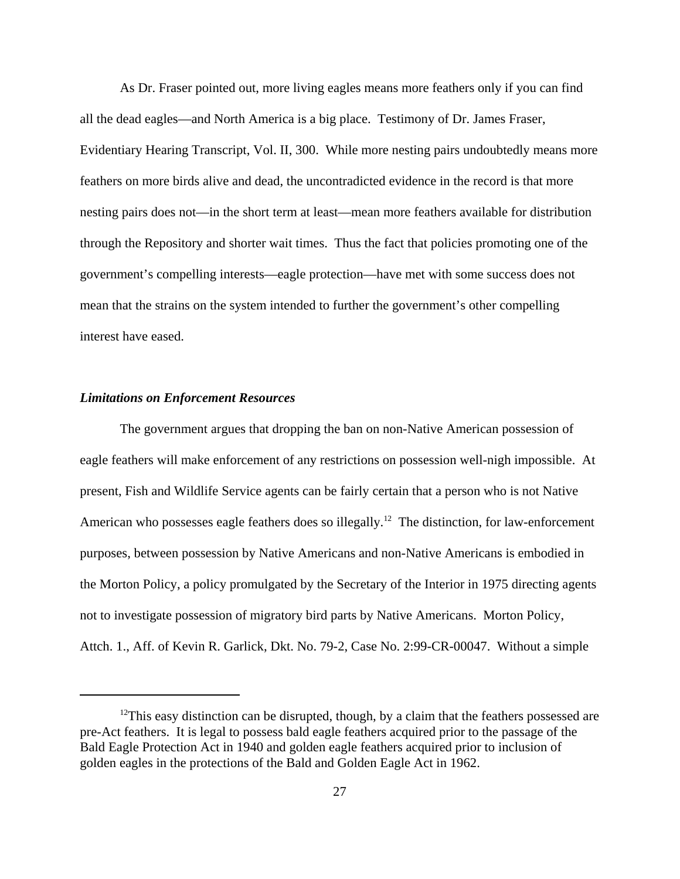As Dr. Fraser pointed out, more living eagles means more feathers only if you can find all the dead eagles—and North America is a big place. Testimony of Dr. James Fraser, Evidentiary Hearing Transcript, Vol. II, 300. While more nesting pairs undoubtedly means more feathers on more birds alive and dead, the uncontradicted evidence in the record is that more nesting pairs does not—in the short term at least—mean more feathers available for distribution through the Repository and shorter wait times. Thus the fact that policies promoting one of the government's compelling interests—eagle protection—have met with some success does not mean that the strains on the system intended to further the government's other compelling interest have eased.

***Limitations on Enforcement Resources***

The government argues that dropping the ban on non-Native American possession of eagle feathers will make enforcement of any restrictions on possession well-nigh impossible. At present, Fish and Wildlife Service agents can be fairly certain that a person who is not Native American who possesses eagle feathers does so illegally.[12] The distinction, for law-enforcement purposes, between possession by Native Americans and non-Native Americans is embodied in the Morton Policy, a policy promulgated by the Secretary of the Interior in 1975 directing agents not to investigate possession of migratory bird parts by Native Americans. Morton Policy, Attch. 1., Aff. of Kevin R. Garlick, Dkt. No. 79-2, Case No. 2:99-CR-00047. Without a simple

[12]This easy distinction can be disrupted, though, by a claim that the feathers possessed are pre-Act feathers. It is legal to possess bald eagle feathers acquired prior to the passage of the Bald Eagle Protection Act in 1940 and golden eagle feathers acquired prior to inclusion of golden eagles in the protections of the Bald and Golden Eagle Act in 1962.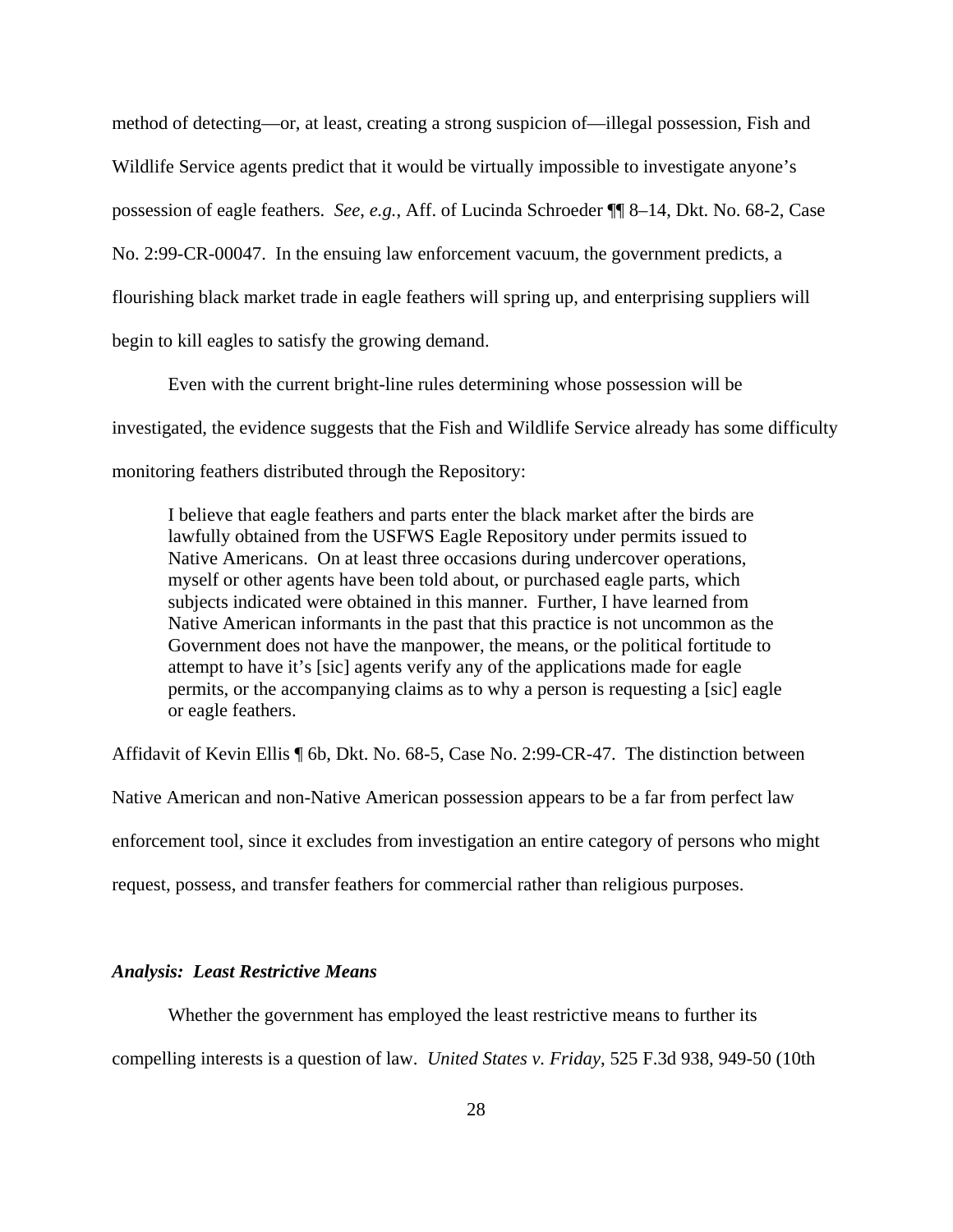method of detecting—or, at least, creating a strong suspicion of—illegal possession, Fish and Wildlife Service agents predict that it would be virtually impossible to investigate anyone's possession of eagle feathers. *See*, *e.g.*, Aff. of Lucinda Schroeder ¶¶ 8–14, Dkt. No. 68-2, Case No. 2:99-CR-00047. In the ensuing law enforcement vacuum, the government predicts, a flourishing black market trade in eagle feathers will spring up, and enterprising suppliers will begin to kill eagles to satisfy the growing demand.

Even with the current bright-line rules determining whose possession will be investigated, the evidence suggests that the Fish and Wildlife Service already has some difficulty monitoring feathers distributed through the Repository:

> I believe that eagle feathers and parts enter the black market after the birds are lawfully obtained from the USFWS Eagle Repository under permits issued to Native Americans. On at least three occasions during undercover operations, myself or other agents have been told about, or purchased eagle parts, which subjects indicated were obtained in this manner. Further, I have learned from Native American informants in the past that this practice is not uncommon as the Government does not have the manpower, the means, or the political fortitude to attempt to have it's [sic] agents verify any of the applications made for eagle permits, or the accompanying claims as to why a person is requesting a [sic] eagle or eagle feathers.

Affidavit of Kevin Ellis ¶ 6b, Dkt. No. 68-5, Case No. 2:99-CR-47. The distinction between Native American and non-Native American possession appears to be a far from perfect law enforcement tool, since it excludes from investigation an entire category of persons who might request, possess, and transfer feathers for commercial rather than religious purposes.

### ***Analysis: Least Restrictive Means***

Whether the government has employed the least restrictive means to further its compelling interests is a question of law. *United States v. Friday*, 525 F.3d 938, 949-50 (10th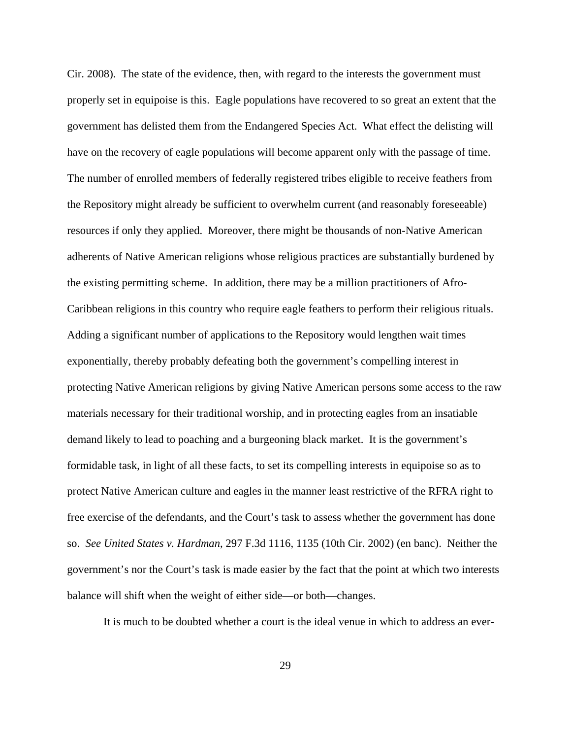Cir. 2008). The state of the evidence, then, with regard to the interests the government must properly set in equipoise is this. Eagle populations have recovered to so great an extent that the government has delisted them from the Endangered Species Act. What effect the delisting will have on the recovery of eagle populations will become apparent only with the passage of time. The number of enrolled members of federally registered tribes eligible to receive feathers from the Repository might already be sufficient to overwhelm current (and reasonably foreseeable) resources if only they applied. Moreover, there might be thousands of non-Native American adherents of Native American religions whose religious practices are substantially burdened by the existing permitting scheme. In addition, there may be a million practitioners of Afro-Caribbean religions in this country who require eagle feathers to perform their religious rituals. Adding a significant number of applications to the Repository would lengthen wait times exponentially, thereby probably defeating both the government's compelling interest in protecting Native American religions by giving Native American persons some access to the raw materials necessary for their traditional worship, and in protecting eagles from an insatiable demand likely to lead to poaching and a burgeoning black market. It is the government's formidable task, in light of all these facts, to set its compelling interests in equipoise so as to protect Native American culture and eagles in the manner least restrictive of the RFRA right to free exercise of the defendants, and the Court's task to assess whether the government has done so. *See United States v. Hardman*, 297 F.3d 1116, 1135 (10th Cir. 2002) (en banc). Neither the government's nor the Court's task is made easier by the fact that the point at which two interests balance will shift when the weight of either side—or both—changes.

It is much to be doubted whether a court is the ideal venue in which to address an ever-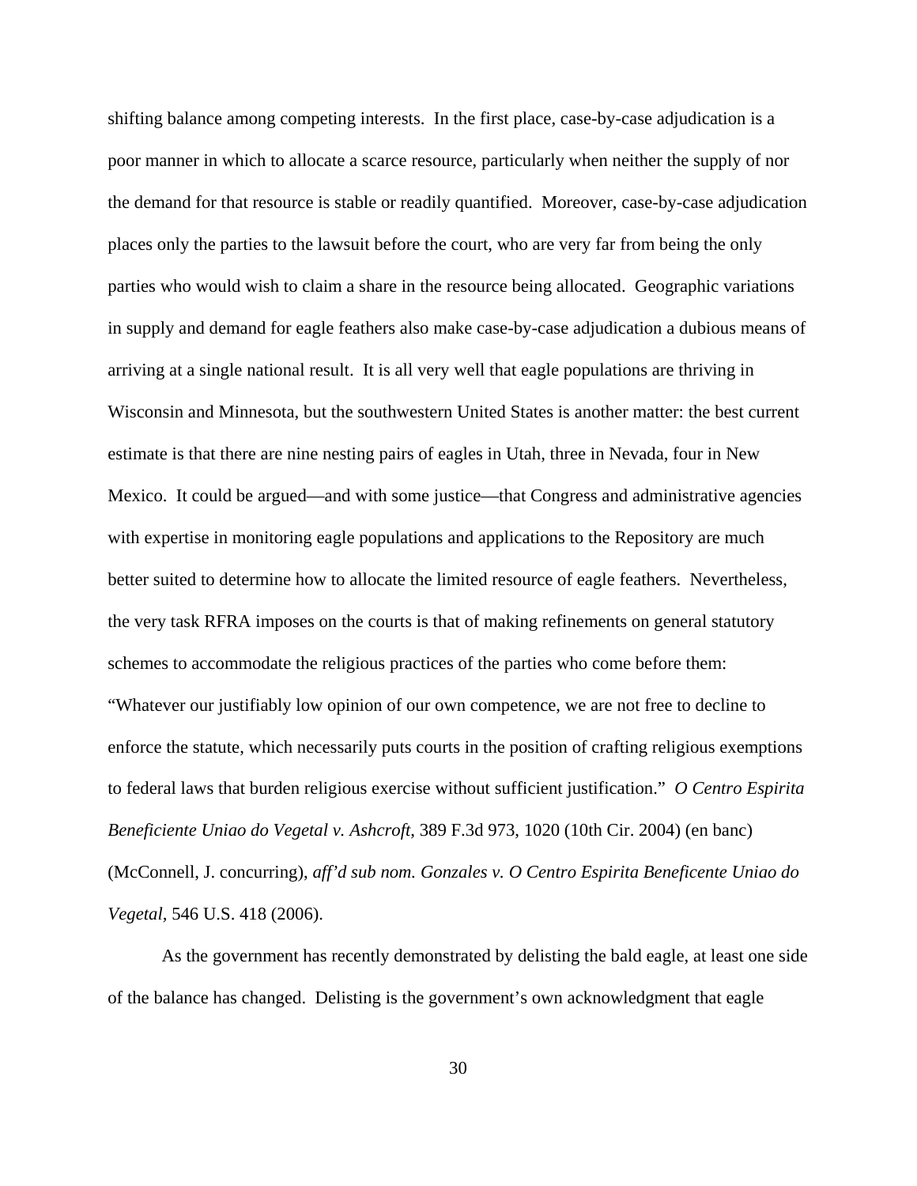shifting balance among competing interests. In the first place, case-by-case adjudication is a poor manner in which to allocate a scarce resource, particularly when neither the supply of nor the demand for that resource is stable or readily quantified. Moreover, case-by-case adjudication places only the parties to the lawsuit before the court, who are very far from being the only parties who would wish to claim a share in the resource being allocated. Geographic variations in supply and demand for eagle feathers also make case-by-case adjudication a dubious means of arriving at a single national result. It is all very well that eagle populations are thriving in Wisconsin and Minnesota, but the southwestern United States is another matter: the best current estimate is that there are nine nesting pairs of eagles in Utah, three in Nevada, four in New Mexico. It could be argued—and with some justice—that Congress and administrative agencies with expertise in monitoring eagle populations and applications to the Repository are much better suited to determine how to allocate the limited resource of eagle feathers. Nevertheless, the very task RFRA imposes on the courts is that of making refinements on general statutory schemes to accommodate the religious practices of the parties who come before them: "Whatever our justifiably low opinion of our own competence, we are not free to decline to enforce the statute, which necessarily puts courts in the position of crafting religious exemptions to federal laws that burden religious exercise without sufficient justification." *O Centro Espirita Beneficiente Uniao do Vegetal v. Ashcroft*, 389 F.3d 973, 1020 (10th Cir. 2004) (en banc) (McConnell, J. concurring), *aff'd sub nom. Gonzales v. O Centro Espirita Beneficente Uniao do Vegetal*, 546 U.S. 418 (2006).

As the government has recently demonstrated by delisting the bald eagle, at least one side of the balance has changed. Delisting is the government's own acknowledgment that eagle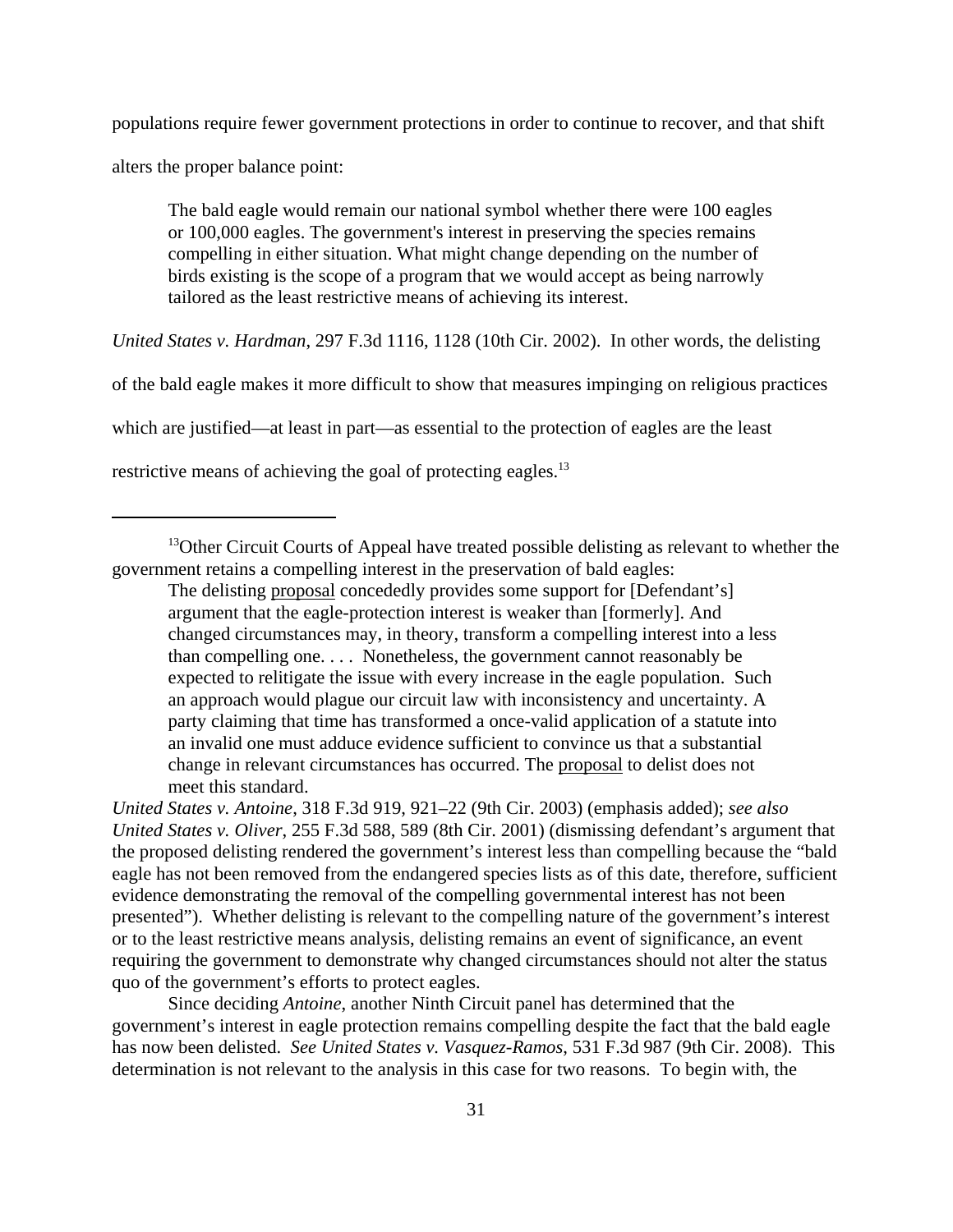populations require fewer government protections in order to continue to recover, and that shift alters the proper balance point:

> The bald eagle would remain our national symbol whether there were 100 eagles or 100,000 eagles. The government's interest in preserving the species remains compelling in either situation. What might change depending on the number of birds existing is the scope of a program that we would accept as being narrowly tailored as the least restrictive means of achieving its interest.

*United States v. Hardman*, 297 F.3d 1116, 1128 (10th Cir. 2002). In other words, the delisting of the bald eagle makes it more difficult to show that measures impinging on religious practices which are justified—at least in part—as essential to the protection of eagles are the least restrictive means of achieving the goal of protecting eagles.[13]

---

[13]Other Circuit Courts of Appeal have treated possible delisting as relevant to whether the government retains a compelling interest in the preservation of bald eagles:

> The delisting proposal concededly provides some support for [Defendant's] argument that the eagle-protection interest is weaker than [formerly]. And changed circumstances may, in theory, transform a compelling interest into a less than compelling one. . . . Nonetheless, the government cannot reasonably be expected to relitigate the issue with every increase in the eagle population. Such an approach would plague our circuit law with inconsistency and uncertainty. A party claiming that time has transformed a once-valid application of a statute into an invalid one must adduce evidence sufficient to convince us that a substantial change in relevant circumstances has occurred. The proposal to delist does not meet this standard.

*United States v. Antoine*, 318 F.3d 919, 921–22 (9th Cir. 2003) (emphasis added); *see also United States v. Oliver*, 255 F.3d 588, 589 (8th Cir. 2001) (dismissing defendant's argument that the proposed delisting rendered the government's interest less than compelling because the "bald eagle has not been removed from the endangered species lists as of this date, therefore, sufficient evidence demonstrating the removal of the compelling governmental interest has not been presented"). Whether delisting is relevant to the compelling nature of the government's interest or to the least restrictive means analysis, delisting remains an event of significance, an event requiring the government to demonstrate why changed circumstances should not alter the status quo of the government's efforts to protect eagles.

Since deciding *Antoine*, another Ninth Circuit panel has determined that the government's interest in eagle protection remains compelling despite the fact that the bald eagle has now been delisted. *See United States v. Vasquez-Ramos*, 531 F.3d 987 (9th Cir. 2008). This determination is not relevant to the analysis in this case for two reasons. To begin with, the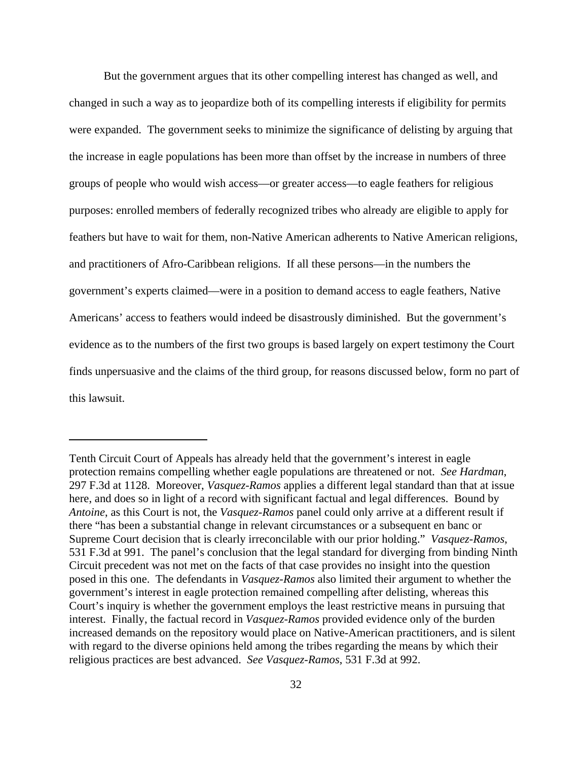But the government argues that its other compelling interest has changed as well, and changed in such a way as to jeopardize both of its compelling interests if eligibility for permits were expanded. The government seeks to minimize the significance of delisting by arguing that the increase in eagle populations has been more than offset by the increase in numbers of three groups of people who would wish access—or greater access—to eagle feathers for religious purposes: enrolled members of federally recognized tribes who already are eligible to apply for feathers but have to wait for them, non-Native American adherents to Native American religions, and practitioners of Afro-Caribbean religions. If all these persons—in the numbers the government's experts claimed—were in a position to demand access to eagle feathers, Native Americans' access to feathers would indeed be disastrously diminished. But the government's evidence as to the numbers of the first two groups is based largely on expert testimony the Court finds unpersuasive and the claims of the third group, for reasons discussed below, form no part of this lawsuit.

---

Tenth Circuit Court of Appeals has already held that the government's interest in eagle protection remains compelling whether eagle populations are threatened or not. *See Hardman*, 297 F.3d at 1128. Moreover, *Vasquez-Ramos* applies a different legal standard than that at issue here, and does so in light of a record with significant factual and legal differences. Bound by *Antoine*, as this Court is not, the *Vasquez-Ramos* panel could only arrive at a different result if there "has been a substantial change in relevant circumstances or a subsequent en banc or Supreme Court decision that is clearly irreconcilable with our prior holding." *Vasquez-Ramos*, 531 F.3d at 991. The panel's conclusion that the legal standard for diverging from binding Ninth Circuit precedent was not met on the facts of that case provides no insight into the question posed in this one. The defendants in *Vasquez-Ramos* also limited their argument to whether the government's interest in eagle protection remained compelling after delisting, whereas this Court's inquiry is whether the government employs the least restrictive means in pursuing that interest. Finally, the factual record in *Vasquez-Ramos* provided evidence only of the burden increased demands on the repository would place on Native-American practitioners, and is silent with regard to the diverse opinions held among the tribes regarding the means by which their religious practices are best advanced. *See Vasquez-Ramos*, 531 F.3d at 992.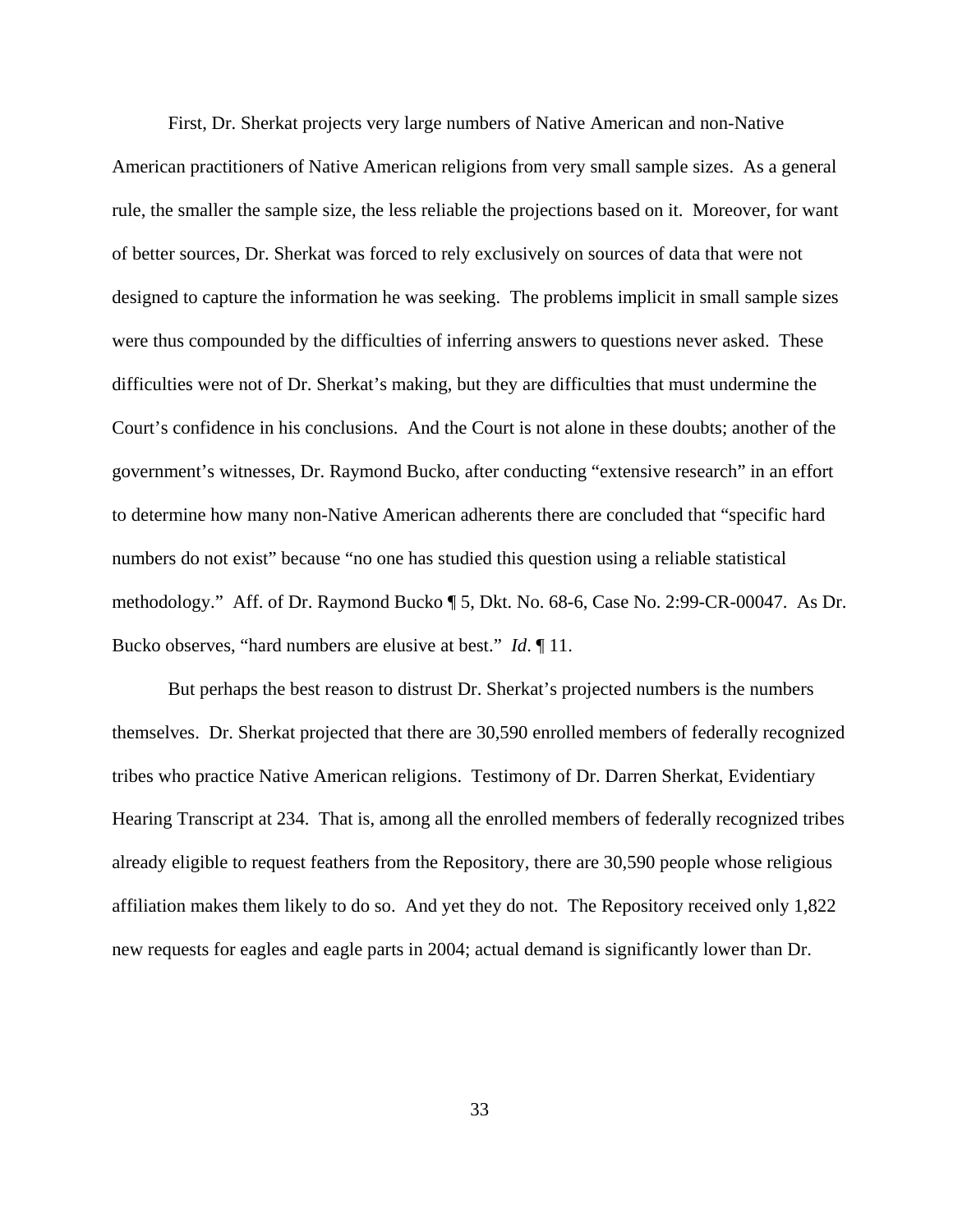First, Dr. Sherkat projects very large numbers of Native American and non-Native American practitioners of Native American religions from very small sample sizes. As a general rule, the smaller the sample size, the less reliable the projections based on it. Moreover, for want of better sources, Dr. Sherkat was forced to rely exclusively on sources of data that were not designed to capture the information he was seeking. The problems implicit in small sample sizes were thus compounded by the difficulties of inferring answers to questions never asked. These difficulties were not of Dr. Sherkat's making, but they are difficulties that must undermine the Court's confidence in his conclusions. And the Court is not alone in these doubts; another of the government's witnesses, Dr. Raymond Bucko, after conducting "extensive research" in an effort to determine how many non-Native American adherents there are concluded that "specific hard numbers do not exist" because "no one has studied this question using a reliable statistical methodology." Aff. of Dr. Raymond Bucko ¶ 5, Dkt. No. 68-6, Case No. 2:99-CR-00047. As Dr. Bucko observes, "hard numbers are elusive at best." *Id*. ¶ 11.

But perhaps the best reason to distrust Dr. Sherkat's projected numbers is the numbers themselves. Dr. Sherkat projected that there are 30,590 enrolled members of federally recognized tribes who practice Native American religions. Testimony of Dr. Darren Sherkat, Evidentiary Hearing Transcript at 234. That is, among all the enrolled members of federally recognized tribes already eligible to request feathers from the Repository, there are 30,590 people whose religious affiliation makes them likely to do so. And yet they do not. The Repository received only 1,822 new requests for eagles and eagle parts in 2004; actual demand is significantly lower than Dr.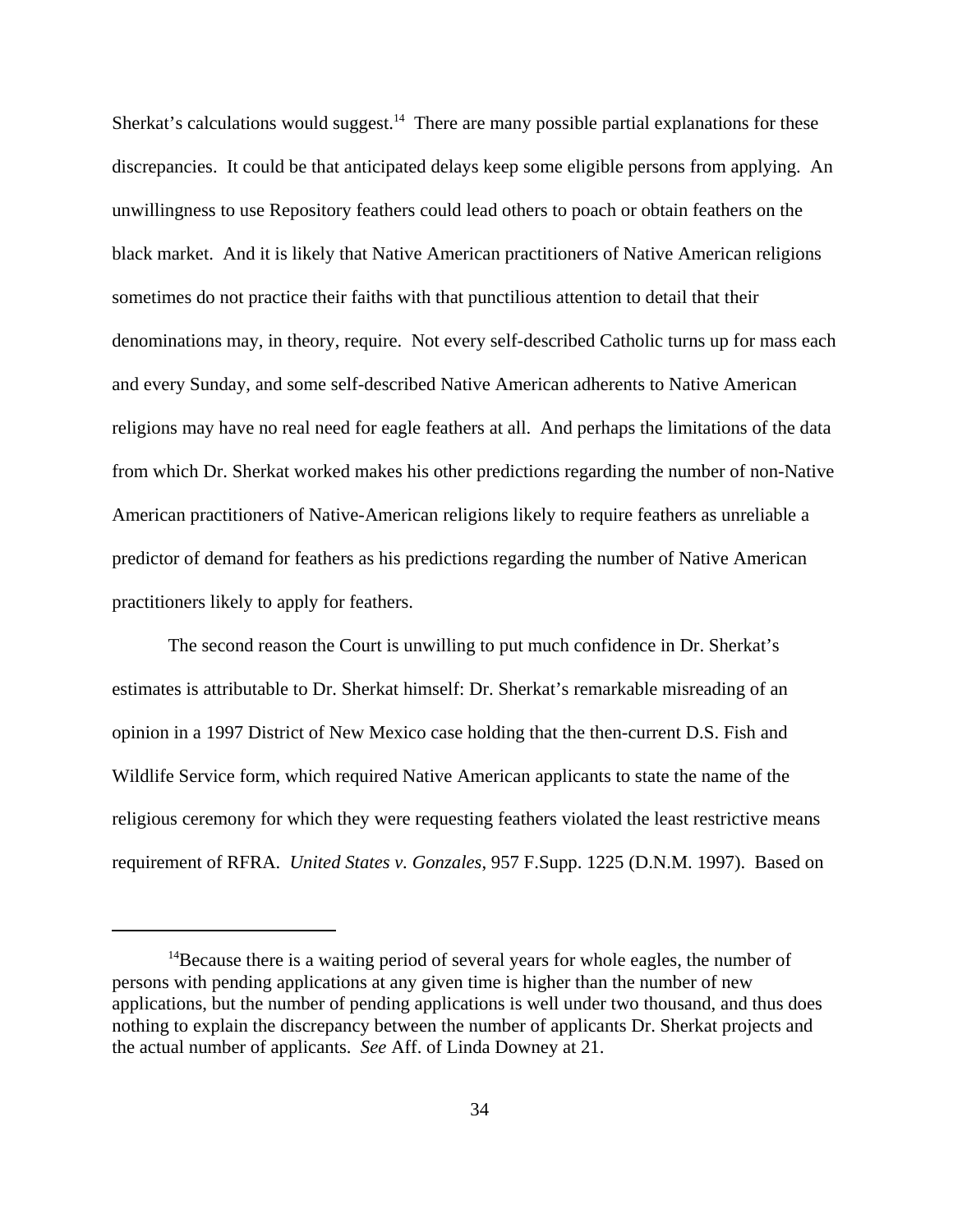Sherkat's calculations would suggest.[14] There are many possible partial explanations for these discrepancies. It could be that anticipated delays keep some eligible persons from applying. An unwillingness to use Repository feathers could lead others to poach or obtain feathers on the black market. And it is likely that Native American practitioners of Native American religions sometimes do not practice their faiths with that punctilious attention to detail that their denominations may, in theory, require. Not every self-described Catholic turns up for mass each and every Sunday, and some self-described Native American adherents to Native American religions may have no real need for eagle feathers at all. And perhaps the limitations of the data from which Dr. Sherkat worked makes his other predictions regarding the number of non-Native American practitioners of Native-American religions likely to require feathers as unreliable a predictor of demand for feathers as his predictions regarding the number of Native American practitioners likely to apply for feathers.

The second reason the Court is unwilling to put much confidence in Dr. Sherkat's estimates is attributable to Dr. Sherkat himself: Dr. Sherkat's remarkable misreading of an opinion in a 1997 District of New Mexico case holding that the then-current D.S. Fish and Wildlife Service form, which required Native American applicants to state the name of the religious ceremony for which they were requesting feathers violated the least restrictive means requirement of RFRA. *United States v. Gonzales*, 957 F.Supp. 1225 (D.N.M. 1997). Based on

---

[14]Because there is a waiting period of several years for whole eagles, the number of persons with pending applications at any given time is higher than the number of new applications, but the number of pending applications is well under two thousand, and thus does nothing to explain the discrepancy between the number of applicants Dr. Sherkat projects and the actual number of applicants. *See* Aff. of Linda Downey at 21.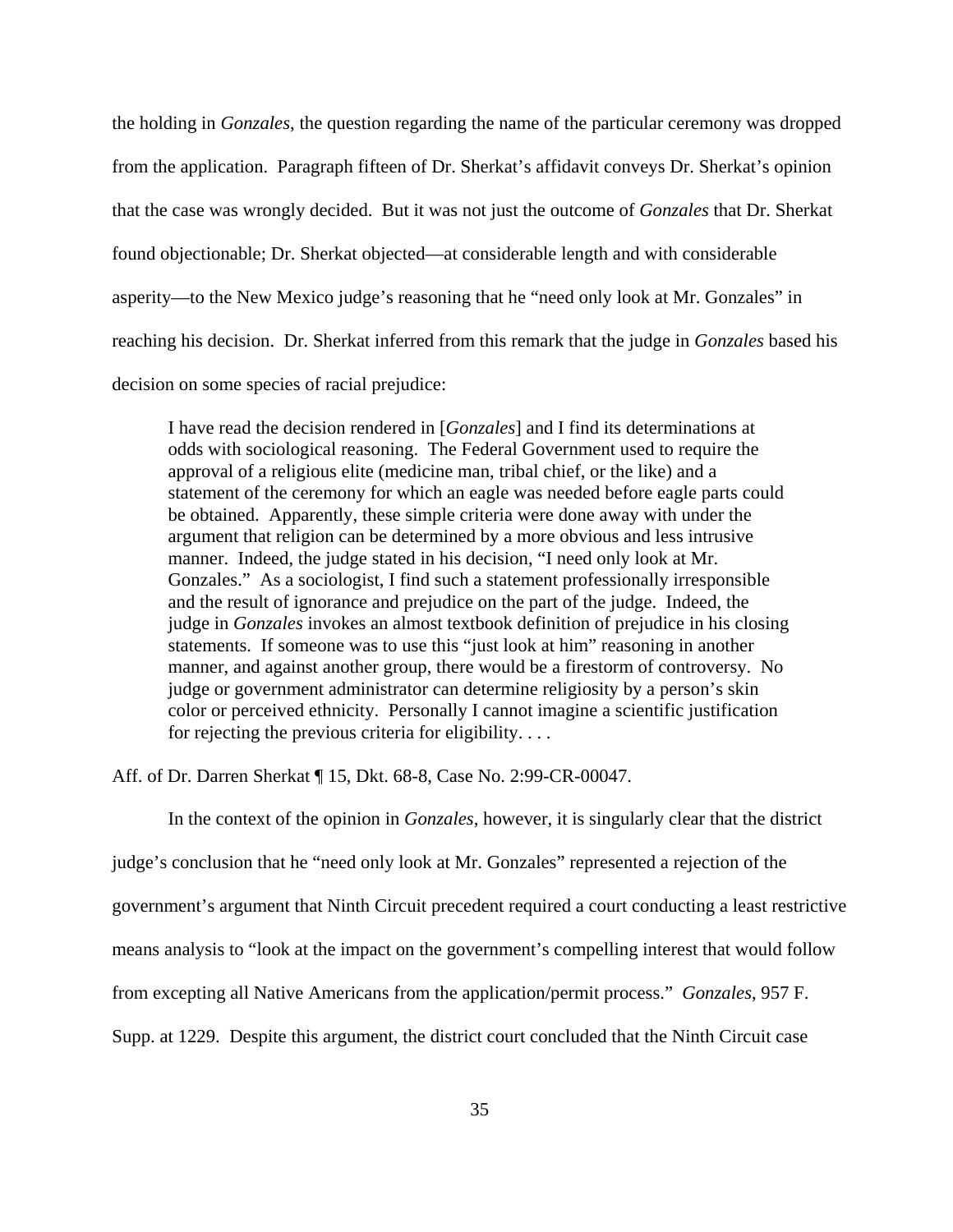the holding in *Gonzales*, the question regarding the name of the particular ceremony was dropped from the application. Paragraph fifteen of Dr. Sherkat's affidavit conveys Dr. Sherkat's opinion that the case was wrongly decided. But it was not just the outcome of *Gonzales* that Dr. Sherkat found objectionable; Dr. Sherkat objected—at considerable length and with considerable asperity—to the New Mexico judge's reasoning that he "need only look at Mr. Gonzales" in reaching his decision. Dr. Sherkat inferred from this remark that the judge in *Gonzales* based his decision on some species of racial prejudice:

> I have read the decision rendered in [*Gonzales*] and I find its determinations at odds with sociological reasoning. The Federal Government used to require the approval of a religious elite (medicine man, tribal chief, or the like) and a statement of the ceremony for which an eagle was needed before eagle parts could be obtained. Apparently, these simple criteria were done away with under the argument that religion can be determined by a more obvious and less intrusive manner. Indeed, the judge stated in his decision, "I need only look at Mr. Gonzales." As a sociologist, I find such a statement professionally irresponsible and the result of ignorance and prejudice on the part of the judge. Indeed, the judge in *Gonzales* invokes an almost textbook definition of prejudice in his closing statements. If someone was to use this "just look at him" reasoning in another manner, and against another group, there would be a firestorm of controversy. No judge or government administrator can determine religiosity by a person's skin color or perceived ethnicity. Personally I cannot imagine a scientific justification for rejecting the previous criteria for eligibility. . . .

Aff. of Dr. Darren Sherkat ¶ 15, Dkt. 68-8, Case No. 2:99-CR-00047.

In the context of the opinion in *Gonzales*, however, it is singularly clear that the district judge's conclusion that he "need only look at Mr. Gonzales" represented a rejection of the government's argument that Ninth Circuit precedent required a court conducting a least restrictive means analysis to "look at the impact on the government's compelling interest that would follow from excepting all Native Americans from the application/permit process." *Gonzales*, 957 F. Supp. at 1229. Despite this argument, the district court concluded that the Ninth Circuit case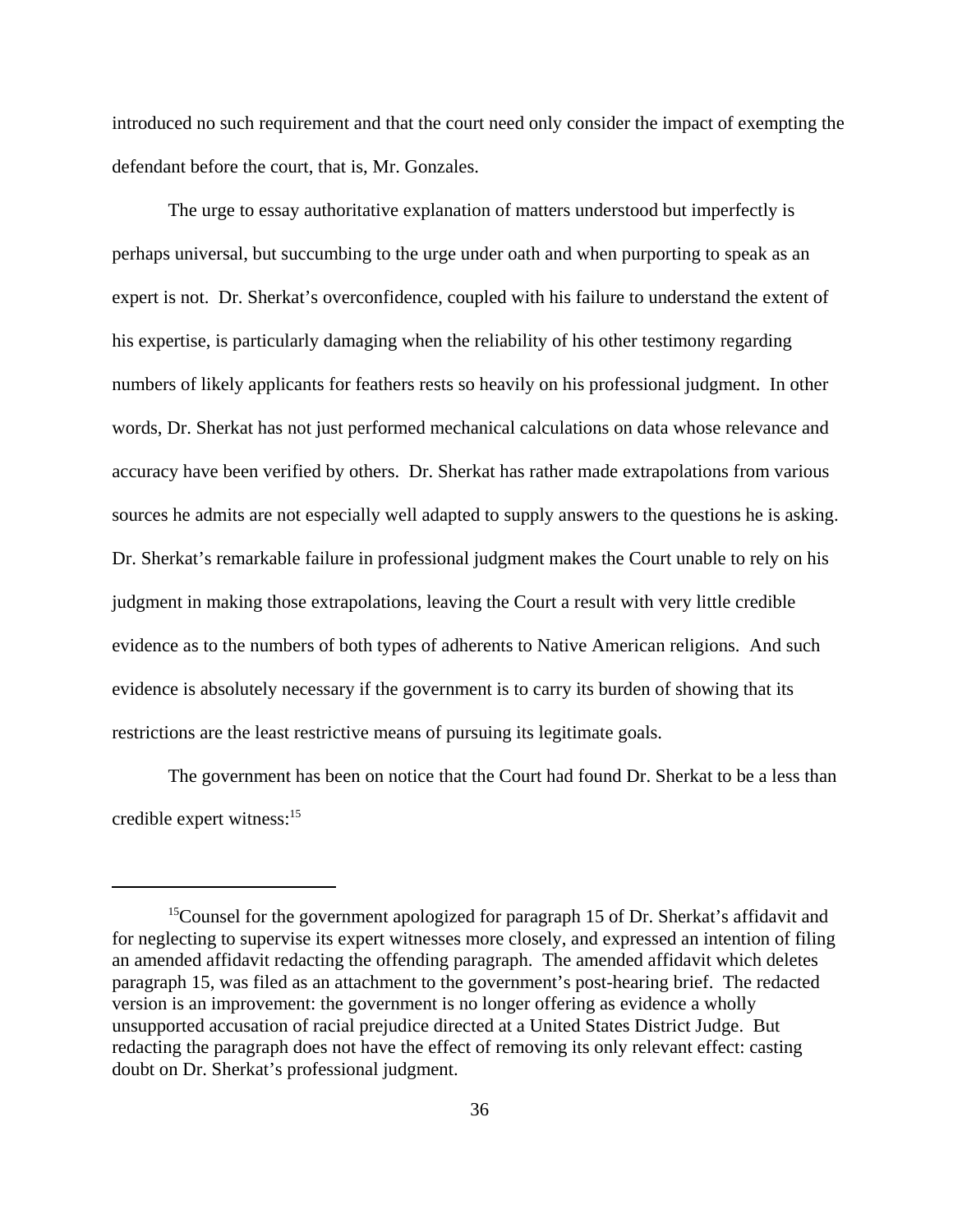introduced no such requirement and that the court need only consider the impact of exempting the defendant before the court, that is, Mr. Gonzales.

The urge to essay authoritative explanation of matters understood but imperfectly is perhaps universal, but succumbing to the urge under oath and when purporting to speak as an expert is not. Dr. Sherkat's overconfidence, coupled with his failure to understand the extent of his expertise, is particularly damaging when the reliability of his other testimony regarding numbers of likely applicants for feathers rests so heavily on his professional judgment. In other words, Dr. Sherkat has not just performed mechanical calculations on data whose relevance and accuracy have been verified by others. Dr. Sherkat has rather made extrapolations from various sources he admits are not especially well adapted to supply answers to the questions he is asking. Dr. Sherkat's remarkable failure in professional judgment makes the Court unable to rely on his judgment in making those extrapolations, leaving the Court a result with very little credible evidence as to the numbers of both types of adherents to Native American religions. And such evidence is absolutely necessary if the government is to carry its burden of showing that its restrictions are the least restrictive means of pursuing its legitimate goals.

The government has been on notice that the Court had found Dr. Sherkat to be a less than credible expert witness:[15]

---

[15]Counsel for the government apologized for paragraph 15 of Dr. Sherkat's affidavit and for neglecting to supervise its expert witnesses more closely, and expressed an intention of filing an amended affidavit redacting the offending paragraph. The amended affidavit which deletes paragraph 15, was filed as an attachment to the government's post-hearing brief. The redacted version is an improvement: the government is no longer offering as evidence a wholly unsupported accusation of racial prejudice directed at a United States District Judge. But redacting the paragraph does not have the effect of removing its only relevant effect: casting doubt on Dr. Sherkat's professional judgment.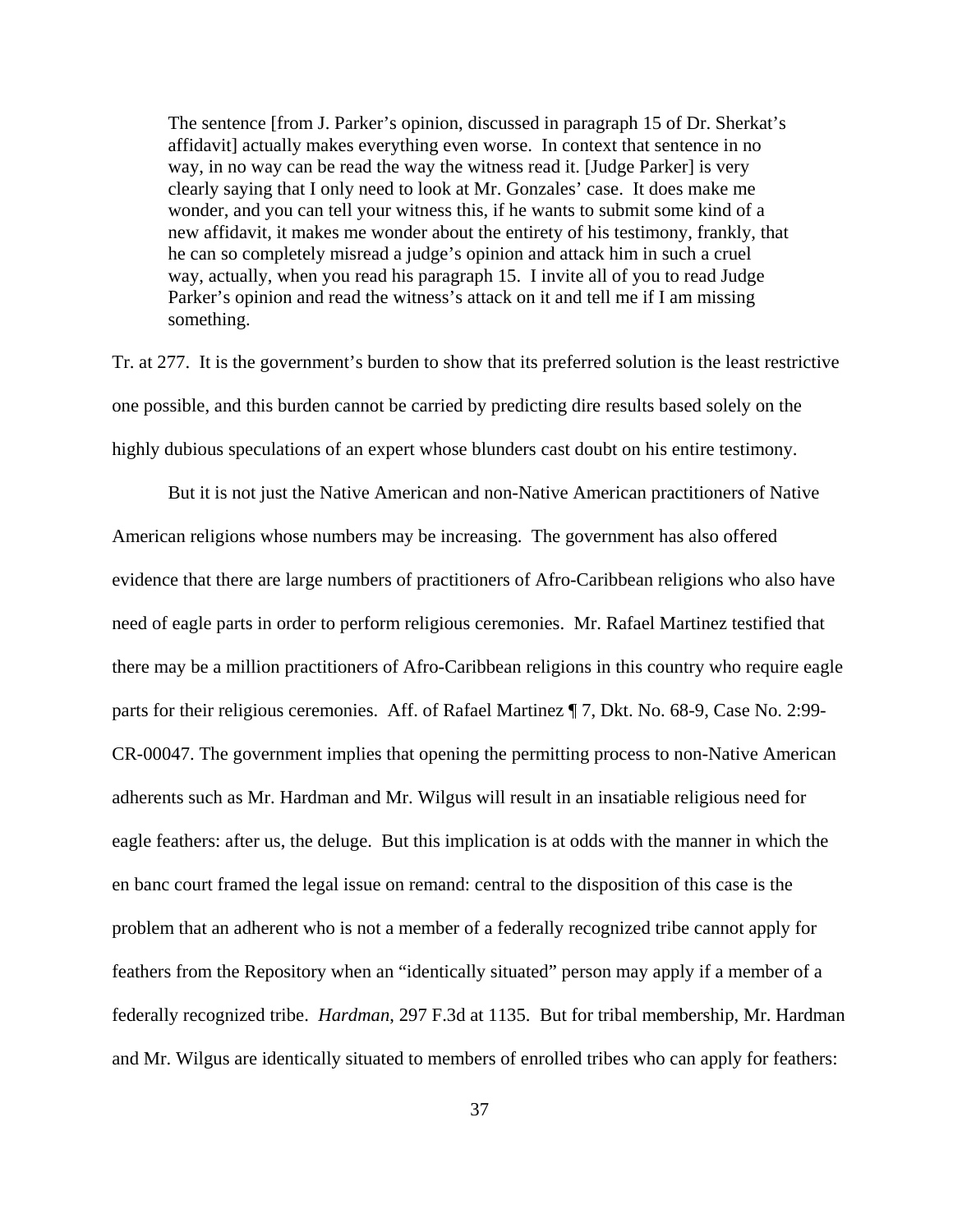> The sentence [from J. Parker's opinion, discussed in paragraph 15 of Dr. Sherkat's affidavit] actually makes everything even worse. In context that sentence in no way, in no way can be read the way the witness read it. [Judge Parker] is very clearly saying that I only need to look at Mr. Gonzales' case. It does make me wonder, and you can tell your witness this, if he wants to submit some kind of a new affidavit, it makes me wonder about the entirety of his testimony, frankly, that he can so completely misread a judge's opinion and attack him in such a cruel way, actually, when you read his paragraph 15. I invite all of you to read Judge Parker's opinion and read the witness's attack on it and tell me if I am missing something.

Tr. at 277. It is the government's burden to show that its preferred solution is the least restrictive one possible, and this burden cannot be carried by predicting dire results based solely on the highly dubious speculations of an expert whose blunders cast doubt on his entire testimony.

But it is not just the Native American and non-Native American practitioners of Native American religions whose numbers may be increasing. The government has also offered evidence that there are large numbers of practitioners of Afro-Caribbean religions who also have need of eagle parts in order to perform religious ceremonies. Mr. Rafael Martinez testified that there may be a million practitioners of Afro-Caribbean religions in this country who require eagle parts for their religious ceremonies. Aff. of Rafael Martinez ¶ 7, Dkt. No. 68-9, Case No. 2:99-CR-00047. The government implies that opening the permitting process to non-Native American adherents such as Mr. Hardman and Mr. Wilgus will result in an insatiable religious need for eagle feathers: after us, the deluge. But this implication is at odds with the manner in which the en banc court framed the legal issue on remand: central to the disposition of this case is the problem that an adherent who is not a member of a federally recognized tribe cannot apply for feathers from the Repository when an "identically situated" person may apply if a member of a federally recognized tribe. *Hardman*, 297 F.3d at 1135. But for tribal membership, Mr. Hardman and Mr. Wilgus are identically situated to members of enrolled tribes who can apply for feathers: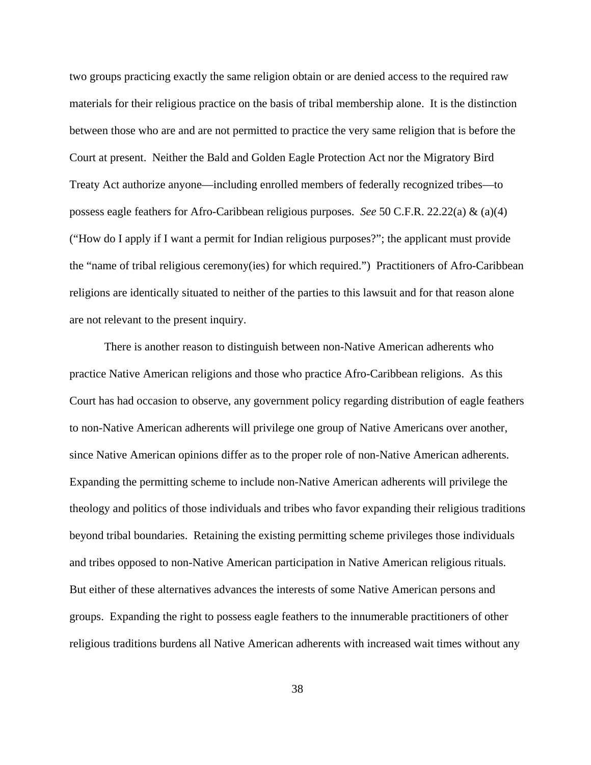two groups practicing exactly the same religion obtain or are denied access to the required raw materials for their religious practice on the basis of tribal membership alone. It is the distinction between those who are and are not permitted to practice the very same religion that is before the Court at present. Neither the Bald and Golden Eagle Protection Act nor the Migratory Bird Treaty Act authorize anyone—including enrolled members of federally recognized tribes—to possess eagle feathers for Afro-Caribbean religious purposes. *See* 50 C.F.R. 22.22(a) & (a)(4) ("How do I apply if I want a permit for Indian religious purposes?"; the applicant must provide the "name of tribal religious ceremony(ies) for which required.") Practitioners of Afro-Caribbean religions are identically situated to neither of the parties to this lawsuit and for that reason alone are not relevant to the present inquiry.

There is another reason to distinguish between non-Native American adherents who practice Native American religions and those who practice Afro-Caribbean religions. As this Court has had occasion to observe, any government policy regarding distribution of eagle feathers to non-Native American adherents will privilege one group of Native Americans over another, since Native American opinions differ as to the proper role of non-Native American adherents. Expanding the permitting scheme to include non-Native American adherents will privilege the theology and politics of those individuals and tribes who favor expanding their religious traditions beyond tribal boundaries. Retaining the existing permitting scheme privileges those individuals and tribes opposed to non-Native American participation in Native American religious rituals. But either of these alternatives advances the interests of some Native American persons and groups. Expanding the right to possess eagle feathers to the innumerable practitioners of other religious traditions burdens all Native American adherents with increased wait times without any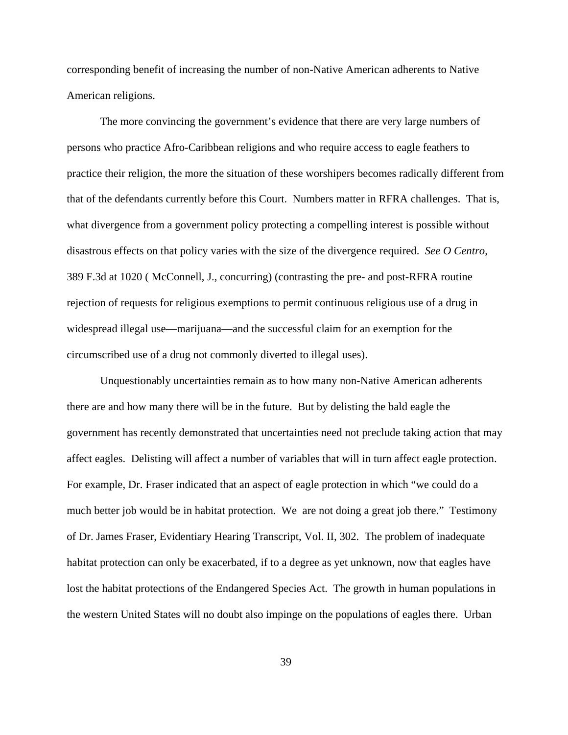corresponding benefit of increasing the number of non-Native American adherents to Native American religions.

The more convincing the government's evidence that there are very large numbers of persons who practice Afro-Caribbean religions and who require access to eagle feathers to practice their religion, the more the situation of these worshipers becomes radically different from that of the defendants currently before this Court. Numbers matter in RFRA challenges. That is, what divergence from a government policy protecting a compelling interest is possible without disastrous effects on that policy varies with the size of the divergence required. *See O Centro*, 389 F.3d at 1020 ( McConnell, J., concurring) (contrasting the pre- and post-RFRA routine rejection of requests for religious exemptions to permit continuous religious use of a drug in widespread illegal use—marijuana—and the successful claim for an exemption for the circumscribed use of a drug not commonly diverted to illegal uses).

Unquestionably uncertainties remain as to how many non-Native American adherents there are and how many there will be in the future. But by delisting the bald eagle the government has recently demonstrated that uncertainties need not preclude taking action that may affect eagles. Delisting will affect a number of variables that will in turn affect eagle protection. For example, Dr. Fraser indicated that an aspect of eagle protection in which "we could do a much better job would be in habitat protection. We are not doing a great job there." Testimony of Dr. James Fraser, Evidentiary Hearing Transcript, Vol. II, 302. The problem of inadequate habitat protection can only be exacerbated, if to a degree as yet unknown, now that eagles have lost the habitat protections of the Endangered Species Act. The growth in human populations in the western United States will no doubt also impinge on the populations of eagles there. Urban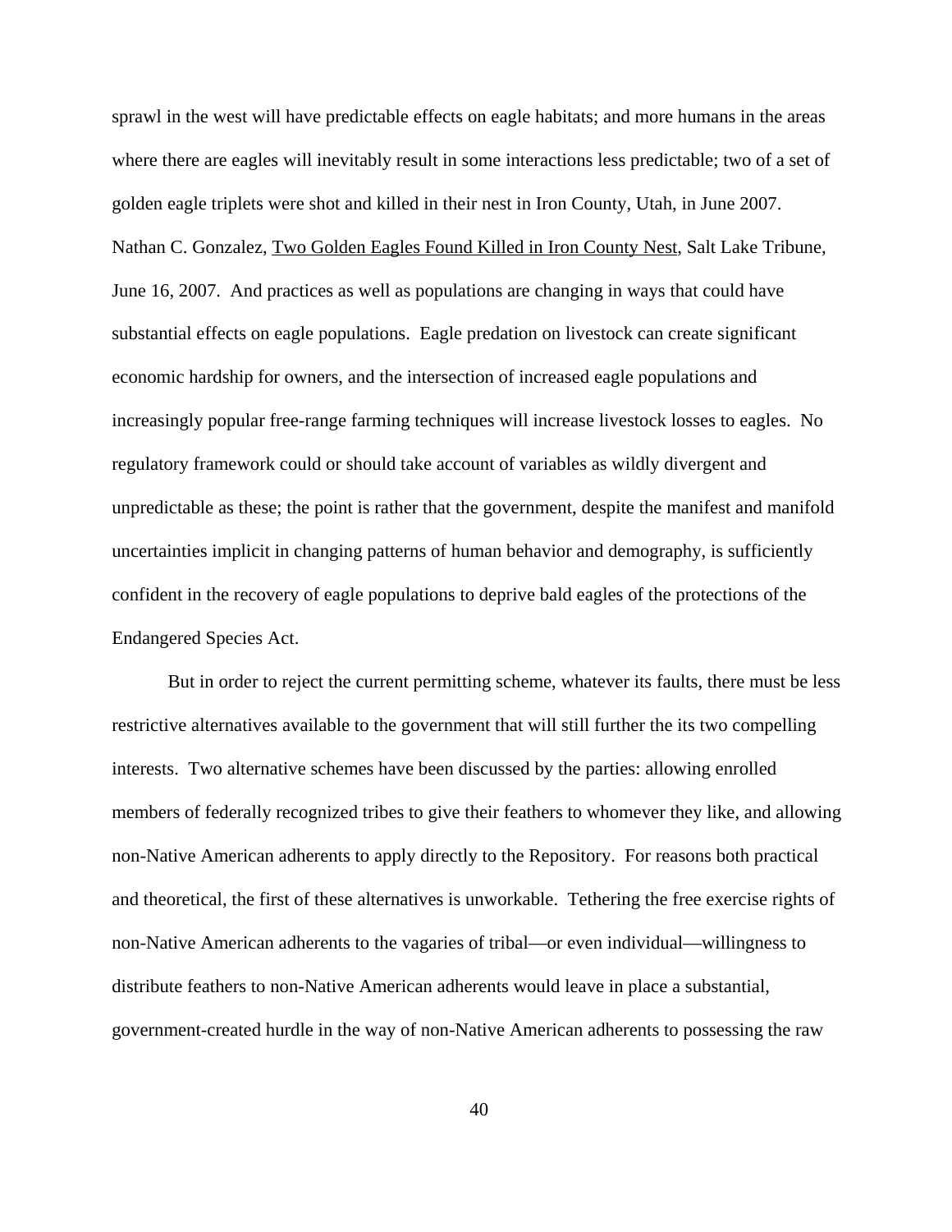sprawl in the west will have predictable effects on eagle habitats; and more humans in the areas where there are eagles will inevitably result in some interactions less predictable; two of a set of golden eagle triplets were shot and killed in their nest in Iron County, Utah, in June 2007. Nathan C. Gonzalez, Two Golden Eagles Found Killed in Iron County Nest, Salt Lake Tribune, June 16, 2007. And practices as well as populations are changing in ways that could have substantial effects on eagle populations. Eagle predation on livestock can create significant economic hardship for owners, and the intersection of increased eagle populations and increasingly popular free-range farming techniques will increase livestock losses to eagles. No regulatory framework could or should take account of variables as wildly divergent and unpredictable as these; the point is rather that the government, despite the manifest and manifold uncertainties implicit in changing patterns of human behavior and demography, is sufficiently confident in the recovery of eagle populations to deprive bald eagles of the protections of the Endangered Species Act.

But in order to reject the current permitting scheme, whatever its faults, there must be less restrictive alternatives available to the government that will still further the its two compelling interests. Two alternative schemes have been discussed by the parties: allowing enrolled members of federally recognized tribes to give their feathers to whomever they like, and allowing non-Native American adherents to apply directly to the Repository. For reasons both practical and theoretical, the first of these alternatives is unworkable. Tethering the free exercise rights of non-Native American adherents to the vagaries of tribal—or even individual—willingness to distribute feathers to non-Native American adherents would leave in place a substantial, government-created hurdle in the way of non-Native American adherents to possessing the raw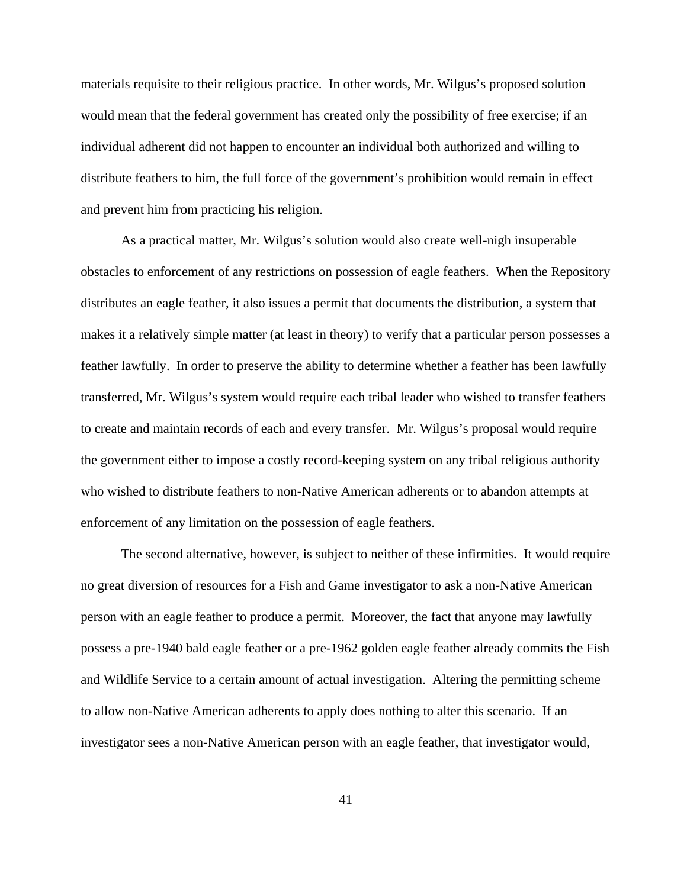materials requisite to their religious practice. In other words, Mr. Wilgus's proposed solution would mean that the federal government has created only the possibility of free exercise; if an individual adherent did not happen to encounter an individual both authorized and willing to distribute feathers to him, the full force of the government's prohibition would remain in effect and prevent him from practicing his religion.

As a practical matter, Mr. Wilgus's solution would also create well-nigh insuperable obstacles to enforcement of any restrictions on possession of eagle feathers. When the Repository distributes an eagle feather, it also issues a permit that documents the distribution, a system that makes it a relatively simple matter (at least in theory) to verify that a particular person possesses a feather lawfully. In order to preserve the ability to determine whether a feather has been lawfully transferred, Mr. Wilgus's system would require each tribal leader who wished to transfer feathers to create and maintain records of each and every transfer. Mr. Wilgus's proposal would require the government either to impose a costly record-keeping system on any tribal religious authority who wished to distribute feathers to non-Native American adherents or to abandon attempts at enforcement of any limitation on the possession of eagle feathers.

The second alternative, however, is subject to neither of these infirmities. It would require no great diversion of resources for a Fish and Game investigator to ask a non-Native American person with an eagle feather to produce a permit. Moreover, the fact that anyone may lawfully possess a pre-1940 bald eagle feather or a pre-1962 golden eagle feather already commits the Fish and Wildlife Service to a certain amount of actual investigation. Altering the permitting scheme to allow non-Native American adherents to apply does nothing to alter this scenario. If an investigator sees a non-Native American person with an eagle feather, that investigator would,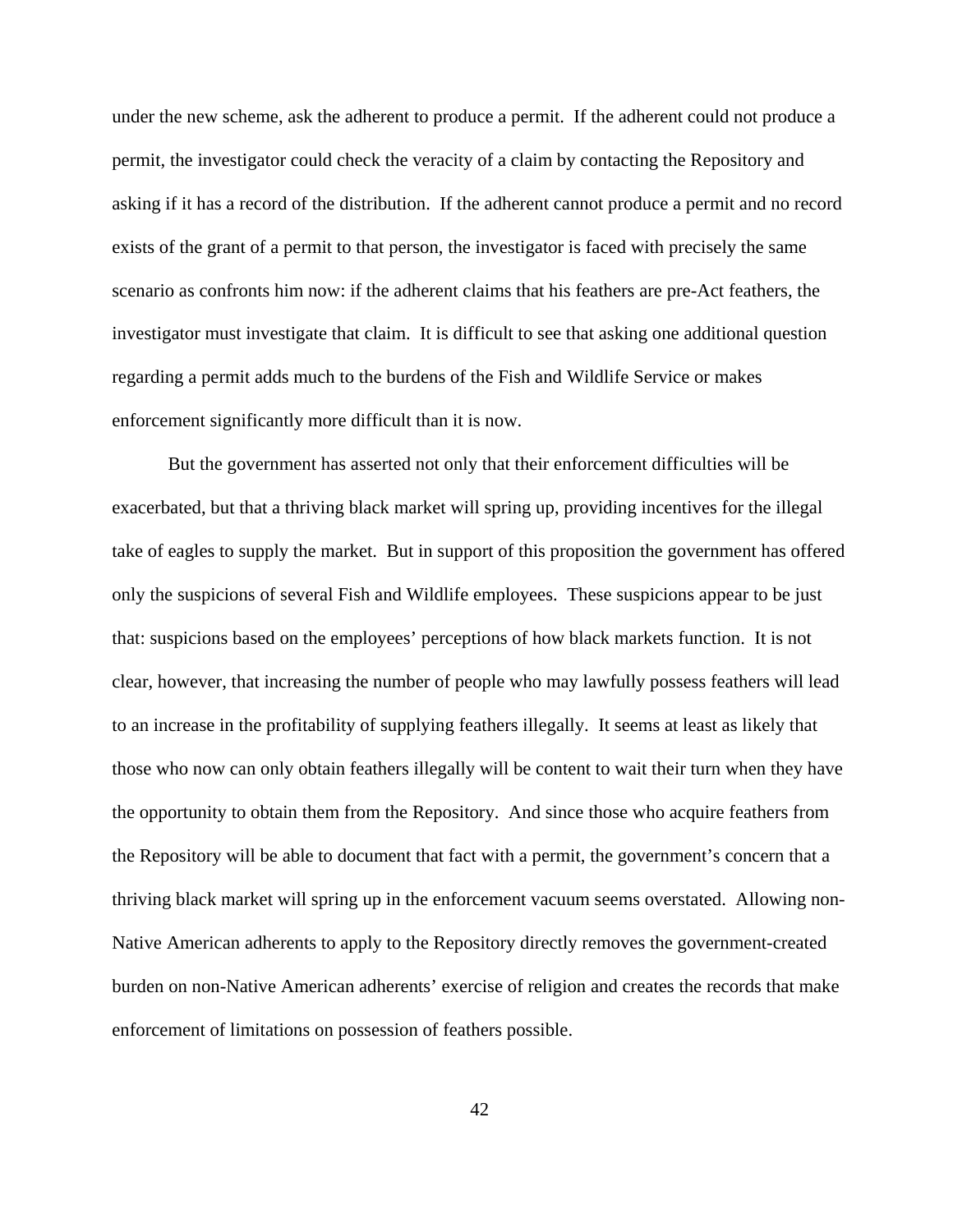under the new scheme, ask the adherent to produce a permit. If the adherent could not produce a permit, the investigator could check the veracity of a claim by contacting the Repository and asking if it has a record of the distribution. If the adherent cannot produce a permit and no record exists of the grant of a permit to that person, the investigator is faced with precisely the same scenario as confronts him now: if the adherent claims that his feathers are pre-Act feathers, the investigator must investigate that claim. It is difficult to see that asking one additional question regarding a permit adds much to the burdens of the Fish and Wildlife Service or makes enforcement significantly more difficult than it is now.

But the government has asserted not only that their enforcement difficulties will be exacerbated, but that a thriving black market will spring up, providing incentives for the illegal take of eagles to supply the market. But in support of this proposition the government has offered only the suspicions of several Fish and Wildlife employees. These suspicions appear to be just that: suspicions based on the employees' perceptions of how black markets function. It is not clear, however, that increasing the number of people who may lawfully possess feathers will lead to an increase in the profitability of supplying feathers illegally. It seems at least as likely that those who now can only obtain feathers illegally will be content to wait their turn when they have the opportunity to obtain them from the Repository. And since those who acquire feathers from the Repository will be able to document that fact with a permit, the government's concern that a thriving black market will spring up in the enforcement vacuum seems overstated. Allowing non-Native American adherents to apply to the Repository directly removes the government-created burden on non-Native American adherents' exercise of religion and creates the records that make enforcement of limitations on possession of feathers possible.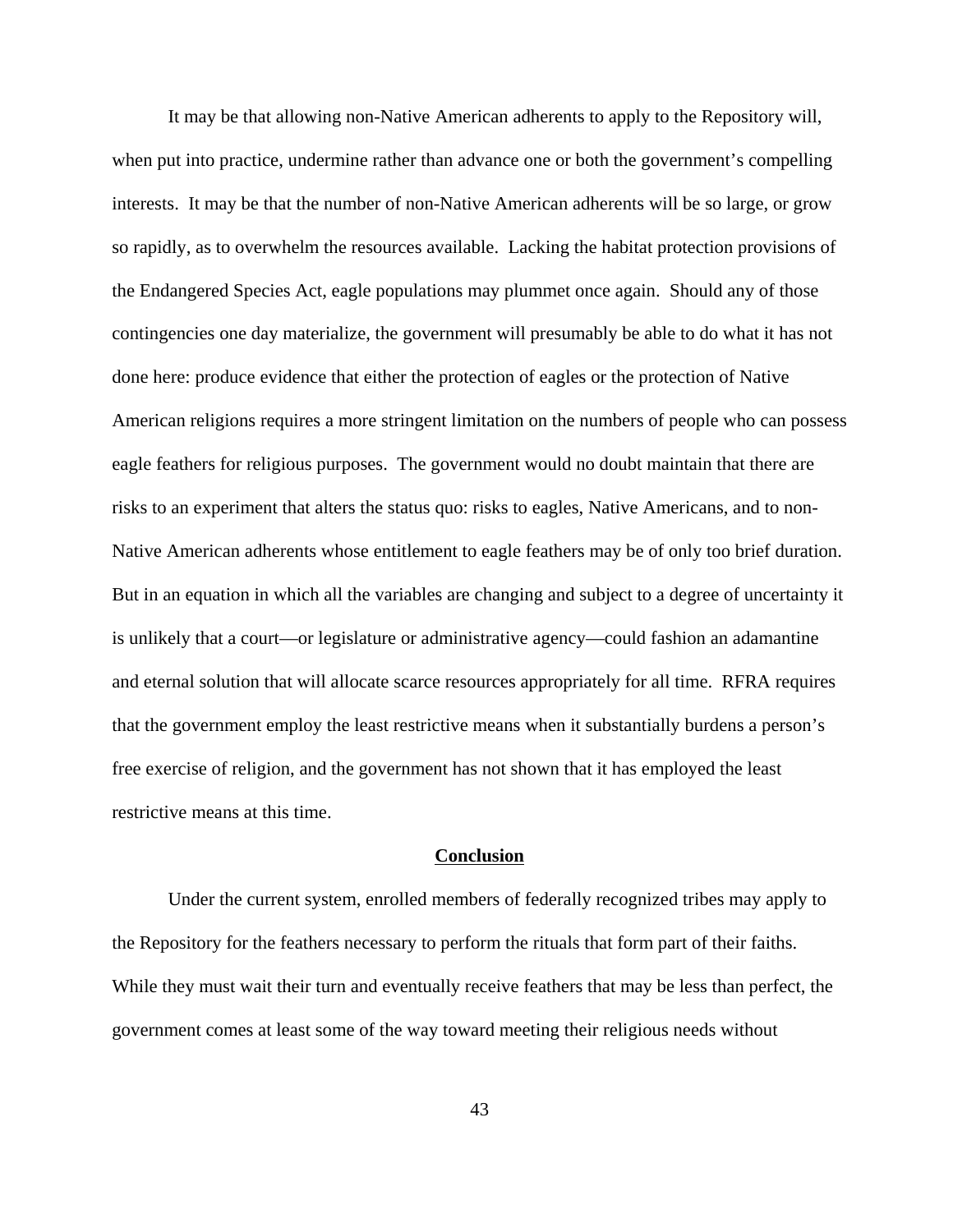It may be that allowing non-Native American adherents to apply to the Repository will, when put into practice, undermine rather than advance one or both the government's compelling interests. It may be that the number of non-Native American adherents will be so large, or grow so rapidly, as to overwhelm the resources available. Lacking the habitat protection provisions of the Endangered Species Act, eagle populations may plummet once again. Should any of those contingencies one day materialize, the government will presumably be able to do what it has not done here: produce evidence that either the protection of eagles or the protection of Native American religions requires a more stringent limitation on the numbers of people who can possess eagle feathers for religious purposes. The government would no doubt maintain that there are risks to an experiment that alters the status quo: risks to eagles, Native Americans, and to non-Native American adherents whose entitlement to eagle feathers may be of only too brief duration. But in an equation in which all the variables are changing and subject to a degree of uncertainty it is unlikely that a court—or legislature or administrative agency—could fashion an adamantine and eternal solution that will allocate scarce resources appropriately for all time. RFRA requires that the government employ the least restrictive means when it substantially burdens a person's free exercise of religion, and the government has not shown that it has employed the least restrictive means at this time.

## <u>Conclusion</u>

Under the current system, enrolled members of federally recognized tribes may apply to the Repository for the feathers necessary to perform the rituals that form part of their faiths. While they must wait their turn and eventually receive feathers that may be less than perfect, the government comes at least some of the way toward meeting their religious needs without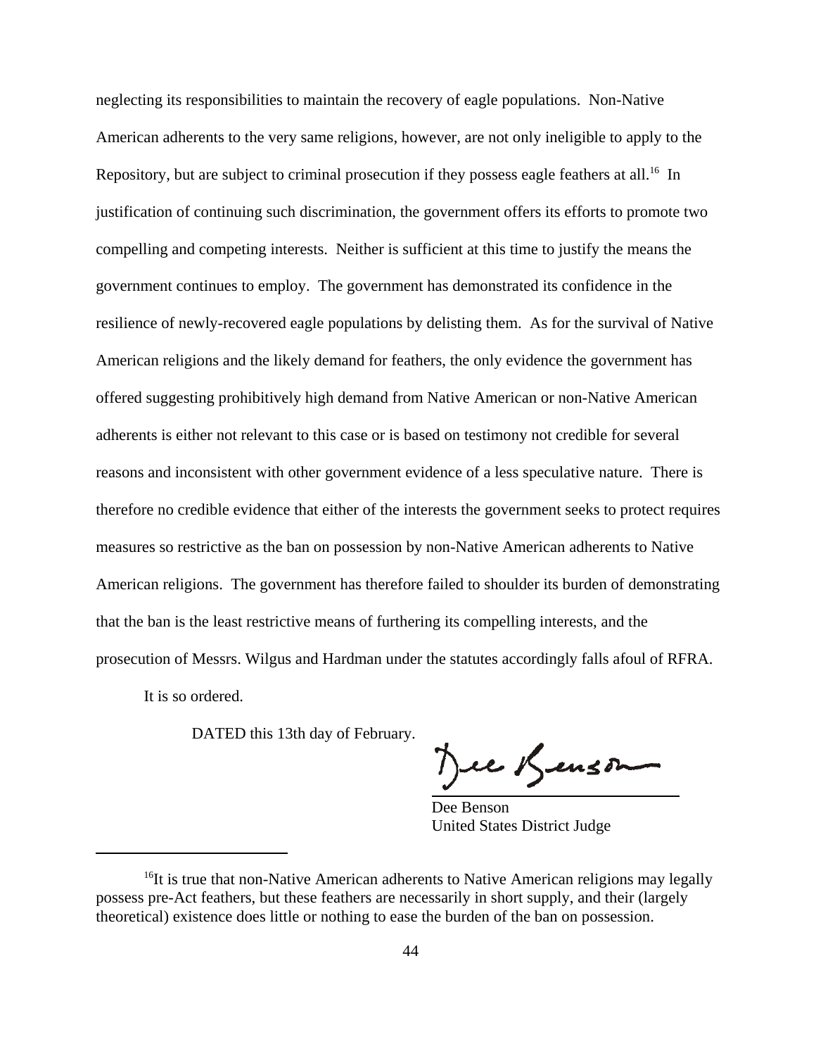neglecting its responsibilities to maintain the recovery of eagle populations. Non-Native American adherents to the very same religions, however, are not only ineligible to apply to the Repository, but are subject to criminal prosecution if they possess eagle feathers at all.[16] In justification of continuing such discrimination, the government offers its efforts to promote two compelling and competing interests. Neither is sufficient at this time to justify the means the government continues to employ. The government has demonstrated its confidence in the resilience of newly-recovered eagle populations by delisting them. As for the survival of Native American religions and the likely demand for feathers, the only evidence the government has offered suggesting prohibitively high demand from Native American or non-Native American adherents is either not relevant to this case or is based on testimony not credible for several reasons and inconsistent with other government evidence of a less speculative nature. There is therefore no credible evidence that either of the interests the government seeks to protect requires measures so restrictive as the ban on possession by non-Native American adherents to Native American religions. The government has therefore failed to shoulder its burden of demonstrating that the ban is the least restrictive means of furthering its compelling interests, and the prosecution of Messrs. Wilgus and Hardman under the statutes accordingly falls afoul of RFRA.

It is so ordered.

DATED this 13th day of February.

Dee Benson
United States District Judge

[16]It is true that non-Native American adherents to Native American religions may legally possess pre-Act feathers, but these feathers are necessarily in short supply, and their (largely theoretical) existence does little or nothing to ease the burden of the ban on possession.